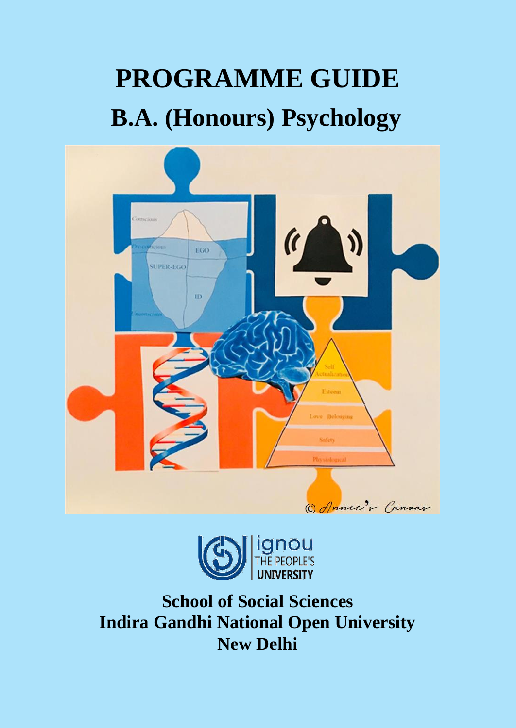# PROGRAMME GUIDE

## B.A. (Honours) Psychology

ignou
THE PEOPLE'S
UNIVERSITY

**School of Social Sciences**
**Indira Gandhi National Open University**
**New Delhi**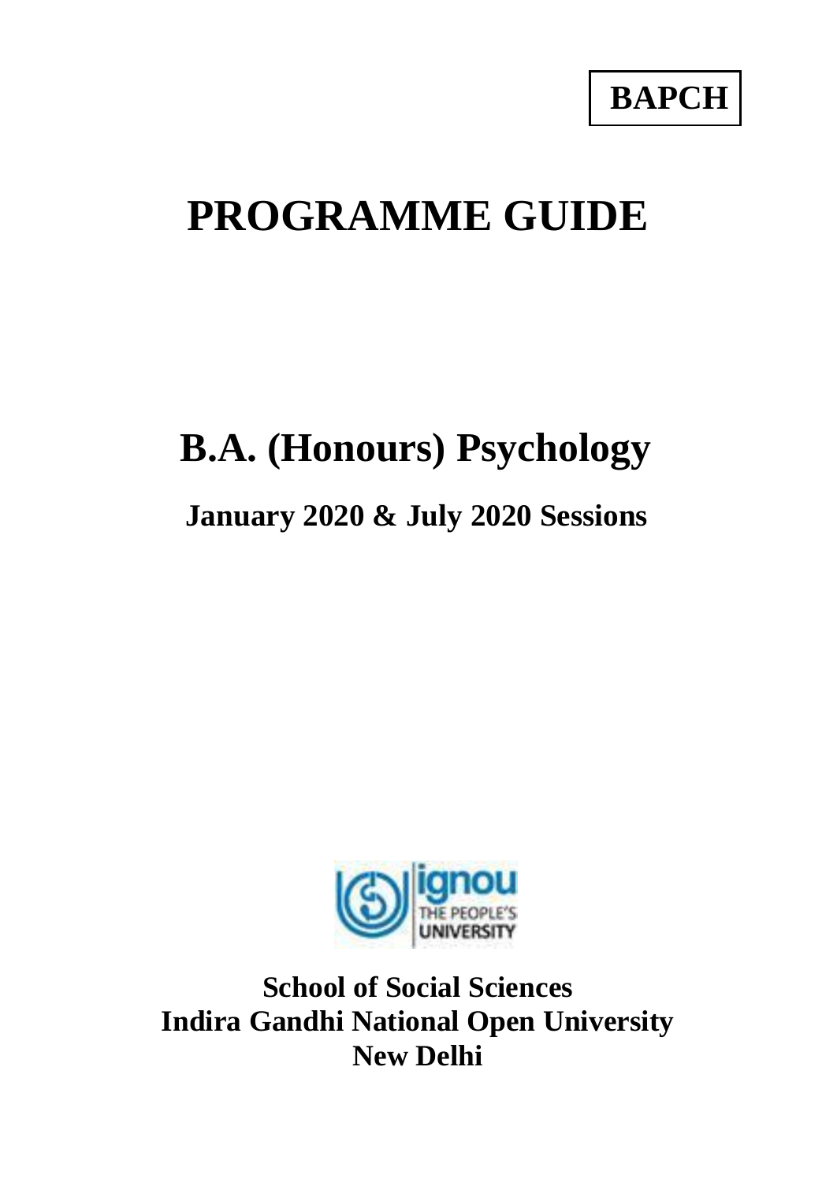**BAPCH**

# PROGRAMME GUIDE

# B.A. (Honours) Psychology

## January 2020 & July 2020 Sessions

**School of Social Sciences**
**Indira Gandhi National Open University**
**New Delhi**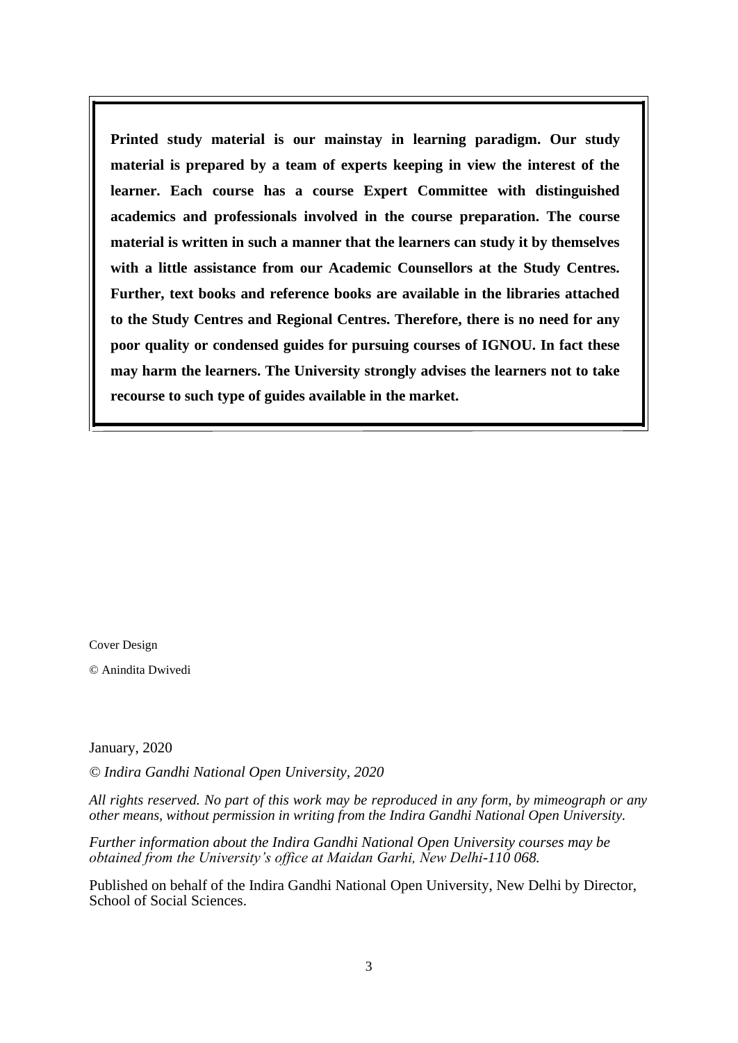**Printed study material is our mainstay in learning paradigm. Our study material is prepared by a team of experts keeping in view the interest of the learner. Each course has a course Expert Committee with distinguished academics and professionals involved in the course preparation. The course material is written in such a manner that the learners can study it by themselves with a little assistance from our Academic Counsellors at the Study Centres. Further, text books and reference books are available in the libraries attached to the Study Centres and Regional Centres. Therefore, there is no need for any poor quality or condensed guides for pursuing courses of IGNOU. In fact these may harm the learners. The University strongly advises the learners not to take recourse to such type of guides available in the market.**

Cover Design

© Anindita Dwivedi

January, 2020

*© Indira Gandhi National Open University, 2020*

*All rights reserved. No part of this work may be reproduced in any form, by mimeograph or any other means, without permission in writing from the Indira Gandhi National Open University.*

*Further information about the Indira Gandhi National Open University courses may be obtained from the University's office at Maidan Garhi, New Delhi-110 068.*

Published on behalf of the Indira Gandhi National Open University, New Delhi by Director, School of Social Sciences.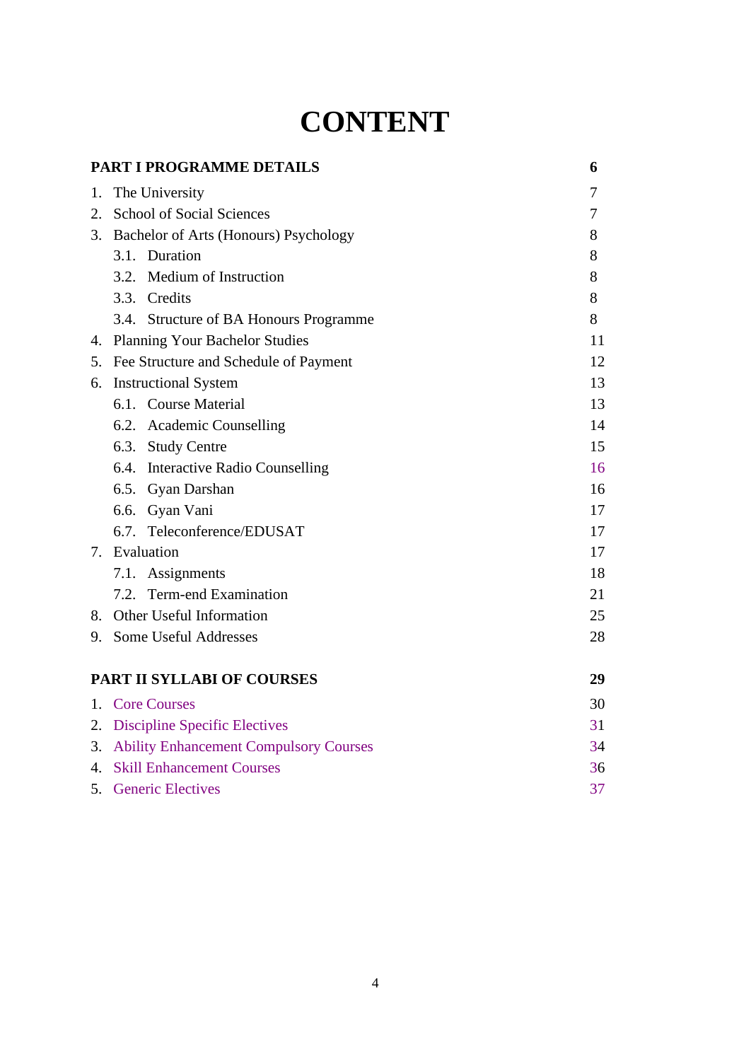# CONTENT

| | |
|---|---|
| **PART I PROGRAMME DETAILS** | **6** |
| 1. The University | 7 |
| 2. School of Social Sciences | 7 |
| 3. Bachelor of Arts (Honours) Psychology | 8 |
| &nbsp;&nbsp;&nbsp;&nbsp;3.1. Duration | 8 |
| &nbsp;&nbsp;&nbsp;&nbsp;3.2. Medium of Instruction | 8 |
| &nbsp;&nbsp;&nbsp;&nbsp;3.3. Credits | 8 |
| &nbsp;&nbsp;&nbsp;&nbsp;3.4. Structure of BA Honours Programme | 8 |
| 4. Planning Your Bachelor Studies | 11 |
| 5. Fee Structure and Schedule of Payment | 12 |
| 6. Instructional System | 13 |
| &nbsp;&nbsp;&nbsp;&nbsp;6.1. Course Material | 13 |
| &nbsp;&nbsp;&nbsp;&nbsp;6.2. Academic Counselling | 14 |
| &nbsp;&nbsp;&nbsp;&nbsp;6.3. Study Centre | 15 |
| &nbsp;&nbsp;&nbsp;&nbsp;6.4. Interactive Radio Counselling | 16 |
| &nbsp;&nbsp;&nbsp;&nbsp;6.5. Gyan Darshan | 16 |
| &nbsp;&nbsp;&nbsp;&nbsp;6.6. Gyan Vani | 17 |
| &nbsp;&nbsp;&nbsp;&nbsp;6.7. Teleconference/EDUSAT | 17 |
| 7. Evaluation | 17 |
| &nbsp;&nbsp;&nbsp;&nbsp;7.1. Assignments | 18 |
| &nbsp;&nbsp;&nbsp;&nbsp;7.2. Term-end Examination | 21 |
| 8. Other Useful Information | 25 |
| 9. Some Useful Addresses | 28 |
| **PART II SYLLABI OF COURSES** | **29** |
| 1. Core Courses | 30 |
| 2. Discipline Specific Electives | 31 |
| 3. Ability Enhancement Compulsory Courses | 34 |
| 4. Skill Enhancement Courses | 36 |
| 5. Generic Electives | 37 |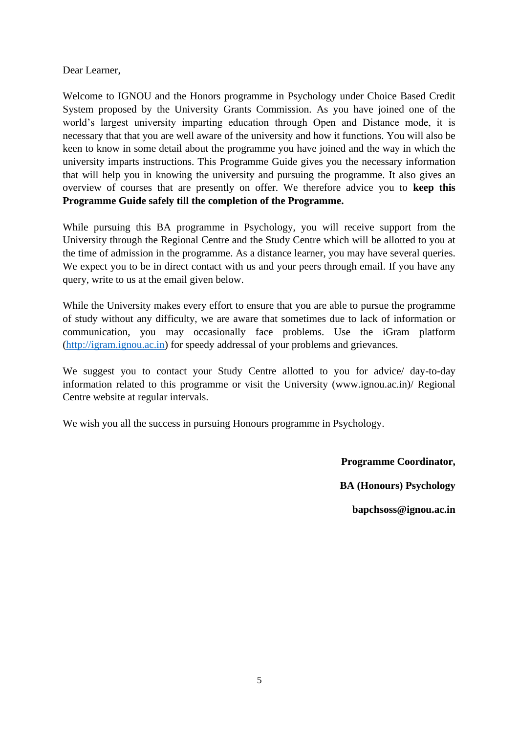Dear Learner,

Welcome to IGNOU and the Honors programme in Psychology under Choice Based Credit System proposed by the University Grants Commission. As you have joined one of the world's largest university imparting education through Open and Distance mode, it is necessary that that you are well aware of the university and how it functions. You will also be keen to know in some detail about the programme you have joined and the way in which the university imparts instructions. This Programme Guide gives you the necessary information that will help you in knowing the university and pursuing the programme. It also gives an overview of courses that are presently on offer. We therefore advice you to **keep this Programme Guide safely till the completion of the Programme.**

While pursuing this BA programme in Psychology, you will receive support from the University through the Regional Centre and the Study Centre which will be allotted to you at the time of admission in the programme. As a distance learner, you may have several queries. We expect you to be in direct contact with us and your peers through email. If you have any query, write to us at the email given below.

While the University makes every effort to ensure that you are able to pursue the programme of study without any difficulty, we are aware that sometimes due to lack of information or communication, you may occasionally face problems. Use the iGram platform ([http://igram.ignou.ac.in](http://igram.ignou.ac.in)) for speedy addressal of your problems and grievances.

We suggest you to contact your Study Centre allotted to you for advice/ day-to-day information related to this programme or visit the University (www.ignou.ac.in)/ Regional Centre website at regular intervals.

We wish you all the success in pursuing Honours programme in Psychology.

**Programme Coordinator,**

**BA (Honours) Psychology**

**bapchsoss@ignou.ac.in**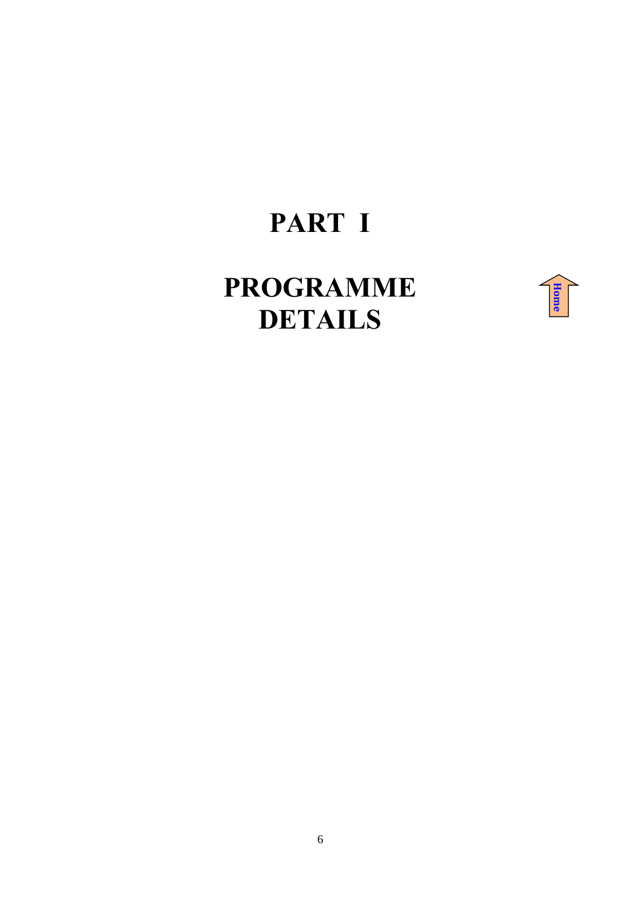# PART I

# PROGRAMME DETAILS

Home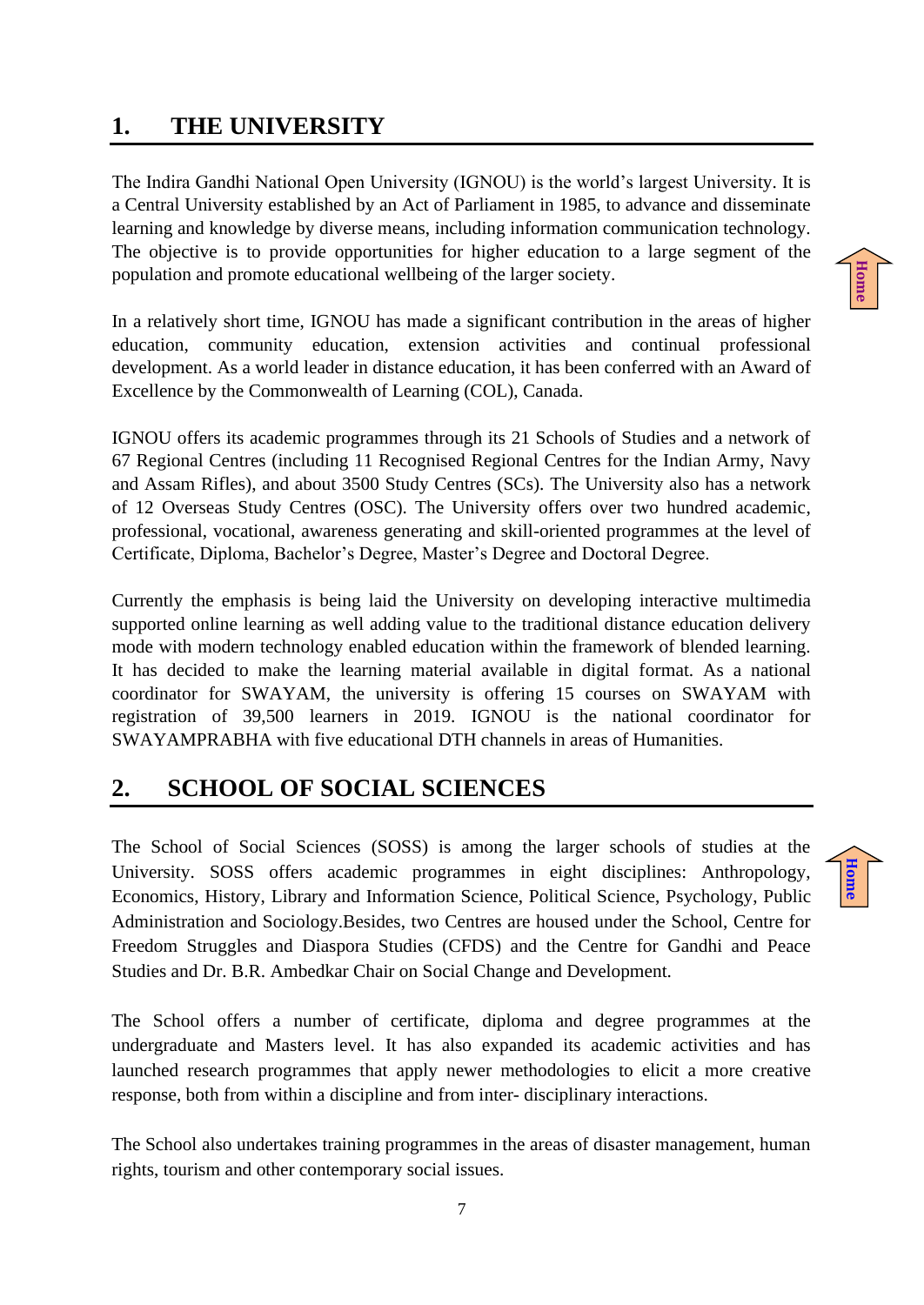## 1. THE UNIVERSITY

The Indira Gandhi National Open University (IGNOU) is the world's largest University. It is a Central University established by an Act of Parliament in 1985, to advance and disseminate learning and knowledge by diverse means, including information communication technology. The objective is to provide opportunities for higher education to a large segment of the population and promote educational wellbeing of the larger society.

In a relatively short time, IGNOU has made a significant contribution in the areas of higher education, community education, extension activities and continual professional development. As a world leader in distance education, it has been conferred with an Award of Excellence by the Commonwealth of Learning (COL), Canada.

IGNOU offers its academic programmes through its 21 Schools of Studies and a network of 67 Regional Centres (including 11 Recognised Regional Centres for the Indian Army, Navy and Assam Rifles), and about 3500 Study Centres (SCs). The University also has a network of 12 Overseas Study Centres (OSC). The University offers over two hundred academic, professional, vocational, awareness generating and skill-oriented programmes at the level of Certificate, Diploma, Bachelor's Degree, Master's Degree and Doctoral Degree.

Currently the emphasis is being laid the University on developing interactive multimedia supported online learning as well adding value to the traditional distance education delivery mode with modern technology enabled education within the framework of blended learning. It has decided to make the learning material available in digital format. As a national coordinator for SWAYAM, the university is offering 15 courses on SWAYAM with registration of 39,500 learners in 2019. IGNOU is the national coordinator for SWAYAMPRABHA with five educational DTH channels in areas of Humanities.

## 2. SCHOOL OF SOCIAL SCIENCES

The School of Social Sciences (SOSS) is among the larger schools of studies at the University. SOSS offers academic programmes in eight disciplines: Anthropology, Economics, History, Library and Information Science, Political Science, Psychology, Public Administration and Sociology.Besides, two Centres are housed under the School, Centre for Freedom Struggles and Diaspora Studies (CFDS) and the Centre for Gandhi and Peace Studies and Dr. B.R. Ambedkar Chair on Social Change and Development.

The School offers a number of certificate, diploma and degree programmes at the undergraduate and Masters level. It has also expanded its academic activities and has launched research programmes that apply newer methodologies to elicit a more creative response, both from within a discipline and from inter- disciplinary interactions.

The School also undertakes training programmes in the areas of disaster management, human rights, tourism and other contemporary social issues.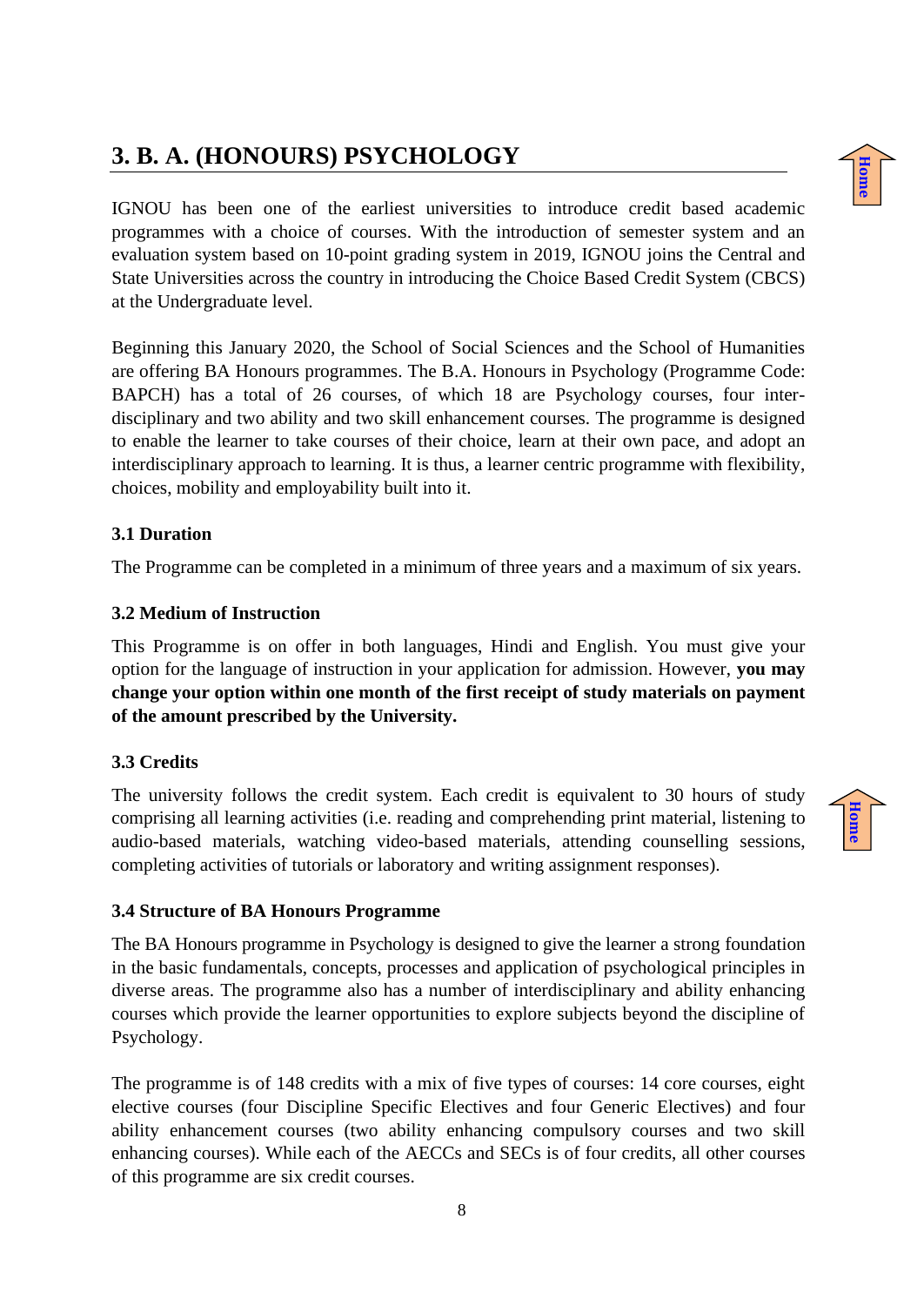# 3. B. A. (HONOURS) PSYCHOLOGY

IGNOU has been one of the earliest universities to introduce credit based academic programmes with a choice of courses. With the introduction of semester system and an evaluation system based on 10-point grading system in 2019, IGNOU joins the Central and State Universities across the country in introducing the Choice Based Credit System (CBCS) at the Undergraduate level.

Beginning this January 2020, the School of Social Sciences and the School of Humanities are offering BA Honours programmes. The B.A. Honours in Psychology (Programme Code: BAPCH) has a total of 26 courses, of which 18 are Psychology courses, four inter-disciplinary and two ability and two skill enhancement courses. The programme is designed to enable the learner to take courses of their choice, learn at their own pace, and adopt an interdisciplinary approach to learning. It is thus, a learner centric programme with flexibility, choices, mobility and employability built into it.

### 3.1 Duration

The Programme can be completed in a minimum of three years and a maximum of six years.

### 3.2 Medium of Instruction

This Programme is on offer in both languages, Hindi and English. You must give your option for the language of instruction in your application for admission. However, **you may change your option within one month of the first receipt of study materials on payment of the amount prescribed by the University.**

### 3.3 Credits

The university follows the credit system. Each credit is equivalent to 30 hours of study comprising all learning activities (i.e. reading and comprehending print material, listening to audio-based materials, watching video-based materials, attending counselling sessions, completing activities of tutorials or laboratory and writing assignment responses).

### 3.4 Structure of BA Honours Programme

The BA Honours programme in Psychology is designed to give the learner a strong foundation in the basic fundamentals, concepts, processes and application of psychological principles in diverse areas. The programme also has a number of interdisciplinary and ability enhancing courses which provide the learner opportunities to explore subjects beyond the discipline of Psychology.

The programme is of 148 credits with a mix of five types of courses: 14 core courses, eight elective courses (four Discipline Specific Electives and four Generic Electives) and four ability enhancement courses (two ability enhancing compulsory courses and two skill enhancing courses). While each of the AECCs and SECs is of four credits, all other courses of this programme are six credit courses.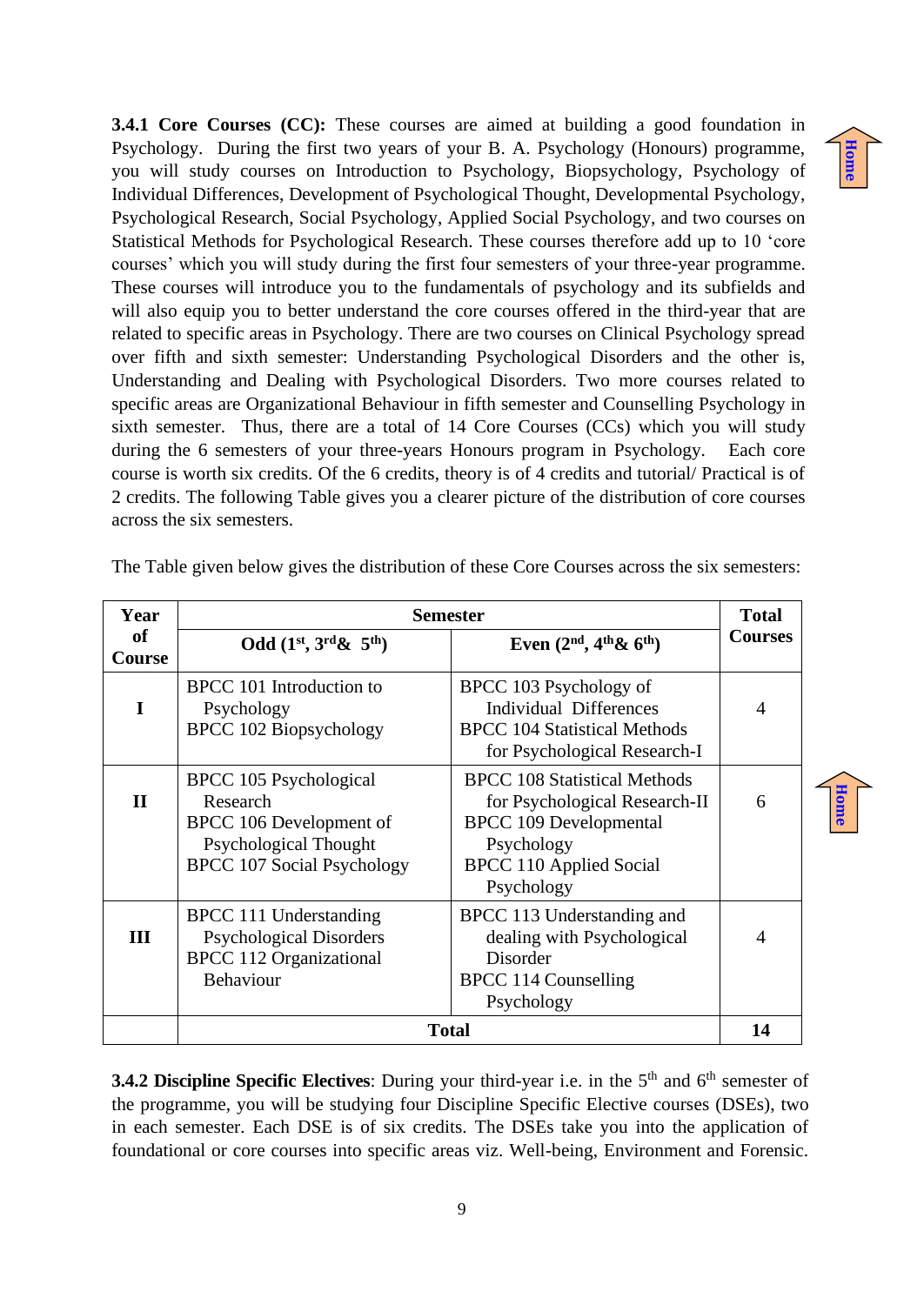**3.4.1 Core Courses (CC):** These courses are aimed at building a good foundation in Psychology. During the first two years of your B. A. Psychology (Honours) programme, you will study courses on Introduction to Psychology, Biopsychology, Psychology of Individual Differences, Development of Psychological Thought, Developmental Psychology, Psychological Research, Social Psychology, Applied Social Psychology, and two courses on Statistical Methods for Psychological Research. These courses therefore add up to 10 'core courses' which you will study during the first four semesters of your three-year programme. These courses will introduce you to the fundamentals of psychology and its subfields and will also equip you to better understand the core courses offered in the third-year that are related to specific areas in Psychology. There are two courses on Clinical Psychology spread over fifth and sixth semester: Understanding Psychological Disorders and the other is, Understanding and Dealing with Psychological Disorders. Two more courses related to specific areas are Organizational Behaviour in fifth semester and Counselling Psychology in sixth semester. Thus, there are a total of 14 Core Courses (CCs) which you will study during the 6 semesters of your three-years Honours program in Psychology. Each core course is worth six credits. Of the 6 credits, theory is of 4 credits and tutorial/ Practical is of 2 credits. The following Table gives you a clearer picture of the distribution of core courses across the six semesters.

The Table given below gives the distribution of these Core Courses across the six semesters:

| Year of Course | Semester | | Total Courses |
|---|---|---|---|
| | Odd (1st, 3rd & 5th) | Even (2nd, 4th & 6th) | |
| I | BPCC 101 Introduction to Psychology<br>BPCC 102 Biopsychology | BPCC 103 Psychology of Individual Differences<br>BPCC 104 Statistical Methods for Psychological Research-I | 4 |
| II | BPCC 105 Psychological Research<br>BPCC 106 Development of Psychological Thought<br>BPCC 107 Social Psychology | BPCC 108 Statistical Methods for Psychological Research-II<br>BPCC 109 Developmental Psychology<br>BPCC 110 Applied Social Psychology | 6 |
| III | BPCC 111 Understanding Psychological Disorders<br>BPCC 112 Organizational Behaviour | BPCC 113 Understanding and dealing with Psychological Disorder<br>BPCC 114 Counselling Psychology | 4 |
| | **Total** | | **14** |

**3.4.2 Discipline Specific Electives**: During your third-year i.e. in the 5th and 6th semester of the programme, you will be studying four Discipline Specific Elective courses (DSEs), two in each semester. Each DSE is of six credits. The DSEs take you into the application of foundational or core courses into specific areas viz. Well-being, Environment and Forensic.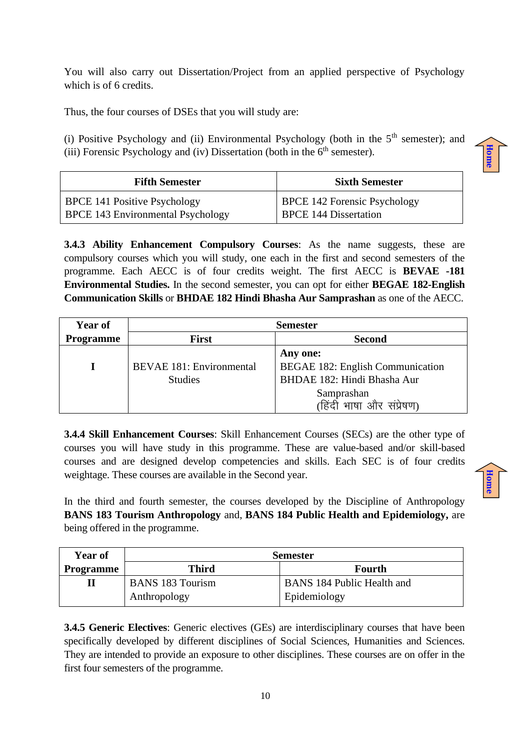You will also carry out Dissertation/Project from an applied perspective of Psychology which is of 6 credits.

Thus, the four courses of DSEs that you will study are:

(i) Positive Psychology and (ii) Environmental Psychology (both in the 5th semester); and (iii) Forensic Psychology and (iv) Dissertation (both in the 6th semester).

| Fifth Semester | Sixth Semester |
|---|---|
| BPCE 141 Positive Psychology<br>BPCE 143 Environmental Psychology | BPCE 142 Forensic Psychology<br>BPCE 144 Dissertation |

**3.4.3 Ability Enhancement Compulsory Courses**: As the name suggests, these are compulsory courses which you will study, one each in the first and second semesters of the programme. Each AECC is of four credits weight. The first AECC is **BEVAE -181 Environmental Studies.** In the second semester, you can opt for either **BEGAE 182-English Communication Skills** or **BHDAE 182 Hindi Bhasha Aur Samprashan** as one of the AECC.

| Year of Programme | Semester | |
|---|---|---|
| | First | Second |
| I | BEVAE 181: Environmental Studies | **Any one:**<br>BEGAE 182: English Communication<br>BHDAE 182: Hindi Bhasha Aur Samprashan (हिंदी भाषा और संप्रेषण) |

**3.4.4 Skill Enhancement Courses**: Skill Enhancement Courses (SECs) are the other type of courses you will have study in this programme. These are value-based and/or skill-based courses and are designed develop competencies and skills. Each SEC is of four credits weightage. These courses are available in the Second year.

In the third and fourth semester, the courses developed by the Discipline of Anthropology **BANS 183 Tourism Anthropology** and, **BANS 184 Public Health and Epidemiology,** are being offered in the programme.

| Year of Programme | Semester | |
|---|---|---|
| | Third | Fourth |
| II | BANS 183 Tourism Anthropology | BANS 184 Public Health and Epidemiology |

**3.4.5 Generic Electives**: Generic electives (GEs) are interdisciplinary courses that have been specifically developed by different disciplines of Social Sciences, Humanities and Sciences. They are intended to provide an exposure to other disciplines. These courses are on offer in the first four semesters of the programme.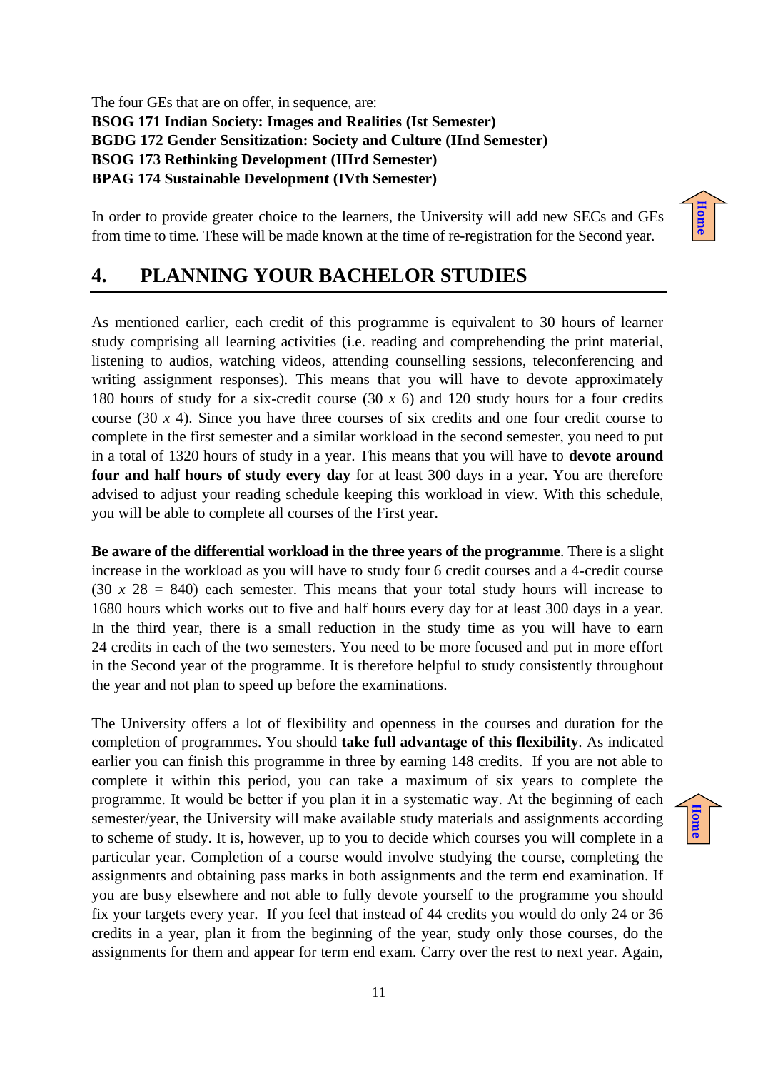The four GEs that are on offer, in sequence, are:
**BSOG 171 Indian Society: Images and Realities (Ist Semester)**
**BGDG 172 Gender Sensitization: Society and Culture (IInd Semester)**
**BSOG 173 Rethinking Development (IIIrd Semester)**
**BPAG 174 Sustainable Development (IVth Semester)**

In order to provide greater choice to the learners, the University will add new SECs and GEs from time to time. These will be made known at the time of re-registration for the Second year.

## 4. PLANNING YOUR BACHELOR STUDIES

As mentioned earlier, each credit of this programme is equivalent to 30 hours of learner study comprising all learning activities (i.e. reading and comprehending the print material, listening to audios, watching videos, attending counselling sessions, teleconferencing and writing assignment responses). This means that you will have to devote approximately 180 hours of study for a six-credit course (30 *x* 6) and 120 study hours for a four credits course (30 *x* 4). Since you have three courses of six credits and one four credit course to complete in the first semester and a similar workload in the second semester, you need to put in a total of 1320 hours of study in a year. This means that you will have to **devote around four and half hours of study every day** for at least 300 days in a year. You are therefore advised to adjust your reading schedule keeping this workload in view. With this schedule, you will be able to complete all courses of the First year.

**Be aware of the differential workload in the three years of the programme**. There is a slight increase in the workload as you will have to study four 6 credit courses and a 4-credit course (30 *x* 28 = 840) each semester. This means that your total study hours will increase to 1680 hours which works out to five and half hours every day for at least 300 days in a year. In the third year, there is a small reduction in the study time as you will have to earn 24 credits in each of the two semesters. You need to be more focused and put in more effort in the Second year of the programme. It is therefore helpful to study consistently throughout the year and not plan to speed up before the examinations.

The University offers a lot of flexibility and openness in the courses and duration for the completion of programmes. You should **take full advantage of this flexibility**. As indicated earlier you can finish this programme in three by earning 148 credits. If you are not able to complete it within this period, you can take a maximum of six years to complete the programme. It would be better if you plan it in a systematic way. At the beginning of each semester/year, the University will make available study materials and assignments according to scheme of study. It is, however, up to you to decide which courses you will complete in a particular year. Completion of a course would involve studying the course, completing the assignments and obtaining pass marks in both assignments and the term end examination. If you are busy elsewhere and not able to fully devote yourself to the programme you should fix your targets every year. If you feel that instead of 44 credits you would do only 24 or 36 credits in a year, plan it from the beginning of the year, study only those courses, do the assignments for them and appear for term end exam. Carry over the rest to next year. Again,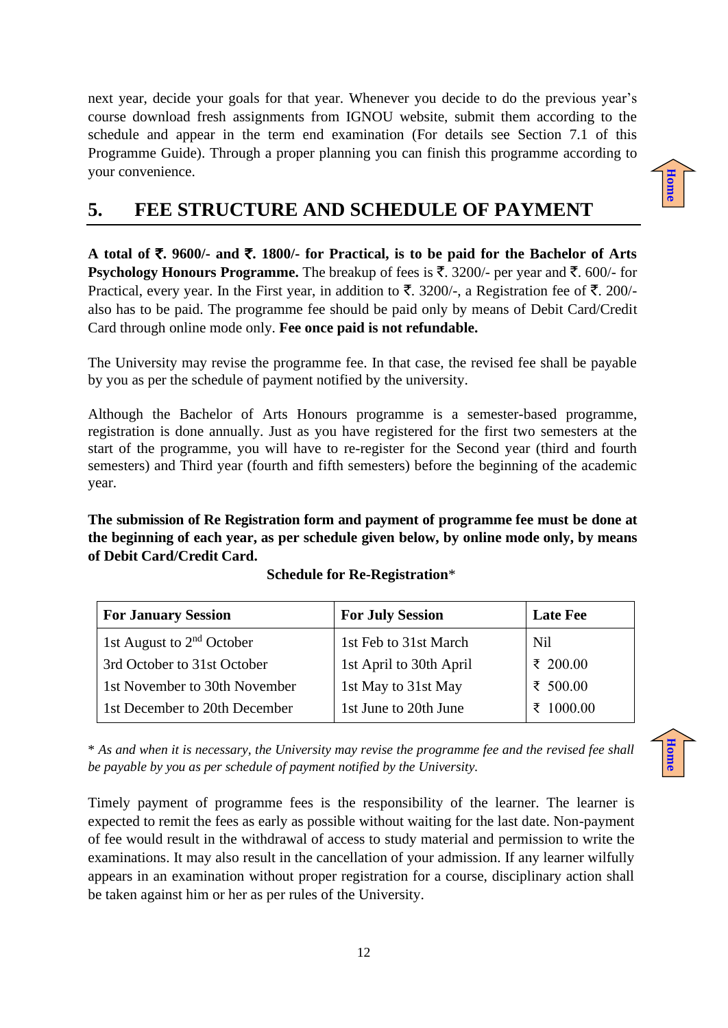next year, decide your goals for that year. Whenever you decide to do the previous year's course download fresh assignments from IGNOU website, submit them according to the schedule and appear in the term end examination (For details see Section 7.1 of this Programme Guide). Through a proper planning you can finish this programme according to your convenience.

## 5. FEE STRUCTURE AND SCHEDULE OF PAYMENT

**A total of ₹. 9600/- and ₹. 1800/- for Practical, is to be paid for the Bachelor of Arts Psychology Honours Programme.** The breakup of fees is ₹. 3200/- per year and ₹. 600/- for Practical, every year. In the First year, in addition to ₹. 3200/-, a Registration fee of ₹. 200/- also has to be paid. The programme fee should be paid only by means of Debit Card/Credit Card through online mode only. **Fee once paid is not refundable.**

The University may revise the programme fee. In that case, the revised fee shall be payable by you as per the schedule of payment notified by the university.

Although the Bachelor of Arts Honours programme is a semester-based programme, registration is done annually. Just as you have registered for the first two semesters at the start of the programme, you will have to re-register for the Second year (third and fourth semesters) and Third year (fourth and fifth semesters) before the beginning of the academic year.

**The submission of Re Registration form and payment of programme fee must be done at the beginning of each year, as per schedule given below, by online mode only, by means of Debit Card/Credit Card.**

**Schedule for Re-Registration***

| For January Session | For July Session | Late Fee |
|---|---|---|
| 1st August to 2nd October | 1st Feb to 31st March | Nil |
| 3rd October to 31st October | 1st April to 30th April | ₹ 200.00 |
| 1st November to 30th November | 1st May to 31st May | ₹ 500.00 |
| 1st December to 20th December | 1st June to 20th June | ₹ 1000.00 |

* *As and when it is necessary, the University may revise the programme fee and the revised fee shall be payable by you as per schedule of payment notified by the University.*

Timely payment of programme fees is the responsibility of the learner. The learner is expected to remit the fees as early as possible without waiting for the last date. Non-payment of fee would result in the withdrawal of access to study material and permission to write the examinations. It may also result in the cancellation of your admission. If any learner wilfully appears in an examination without proper registration for a course, disciplinary action shall be taken against him or her as per rules of the University.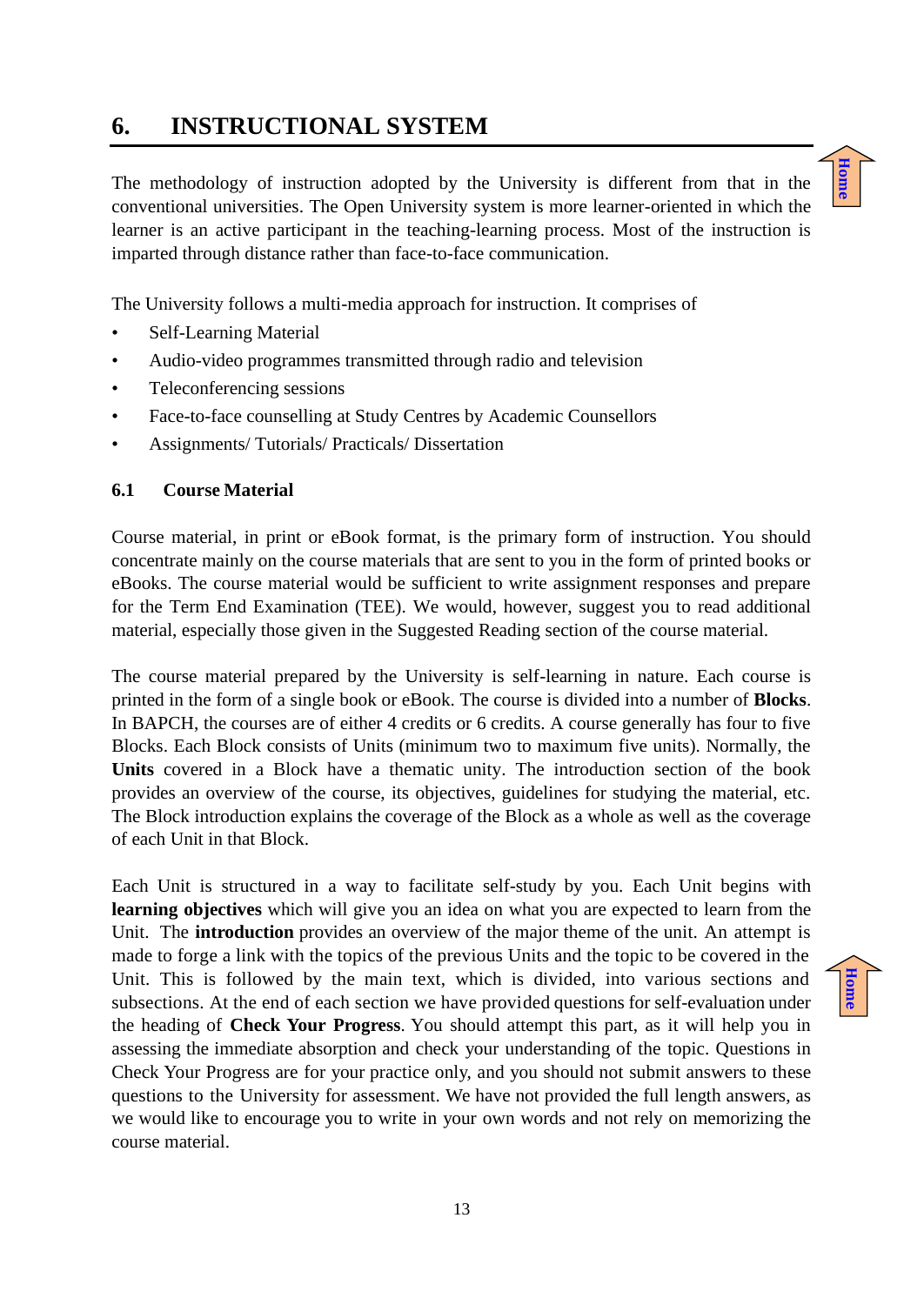## 6. INSTRUCTIONAL SYSTEM

The methodology of instruction adopted by the University is different from that in the conventional universities. The Open University system is more learner-oriented in which the learner is an active participant in the teaching-learning process. Most of the instruction is imparted through distance rather than face-to-face communication.

The University follows a multi-media approach for instruction. It comprises of

- Self-Learning Material
- Audio-video programmes transmitted through radio and television
- Teleconferencing sessions
- Face-to-face counselling at Study Centres by Academic Counsellors
- Assignments/ Tutorials/ Practicals/ Dissertation

### 6.1 Course Material

Course material, in print or eBook format, is the primary form of instruction. You should concentrate mainly on the course materials that are sent to you in the form of printed books or eBooks. The course material would be sufficient to write assignment responses and prepare for the Term End Examination (TEE). We would, however, suggest you to read additional material, especially those given in the Suggested Reading section of the course material.

The course material prepared by the University is self-learning in nature. Each course is printed in the form of a single book or eBook. The course is divided into a number of **Blocks**. In BAPCH, the courses are of either 4 credits or 6 credits. A course generally has four to five Blocks. Each Block consists of Units (minimum two to maximum five units). Normally, the **Units** covered in a Block have a thematic unity. The introduction section of the book provides an overview of the course, its objectives, guidelines for studying the material, etc. The Block introduction explains the coverage of the Block as a whole as well as the coverage of each Unit in that Block.

Each Unit is structured in a way to facilitate self-study by you. Each Unit begins with **learning objectives** which will give you an idea on what you are expected to learn from the Unit. The **introduction** provides an overview of the major theme of the unit. An attempt is made to forge a link with the topics of the previous Units and the topic to be covered in the Unit. This is followed by the main text, which is divided, into various sections and subsections. At the end of each section we have provided questions for self-evaluation under the heading of **Check Your Progress**. You should attempt this part, as it will help you in assessing the immediate absorption and check your understanding of the topic. Questions in Check Your Progress are for your practice only, and you should not submit answers to these questions to the University for assessment. We have not provided the full length answers, as we would like to encourage you to write in your own words and not rely on memorizing the course material.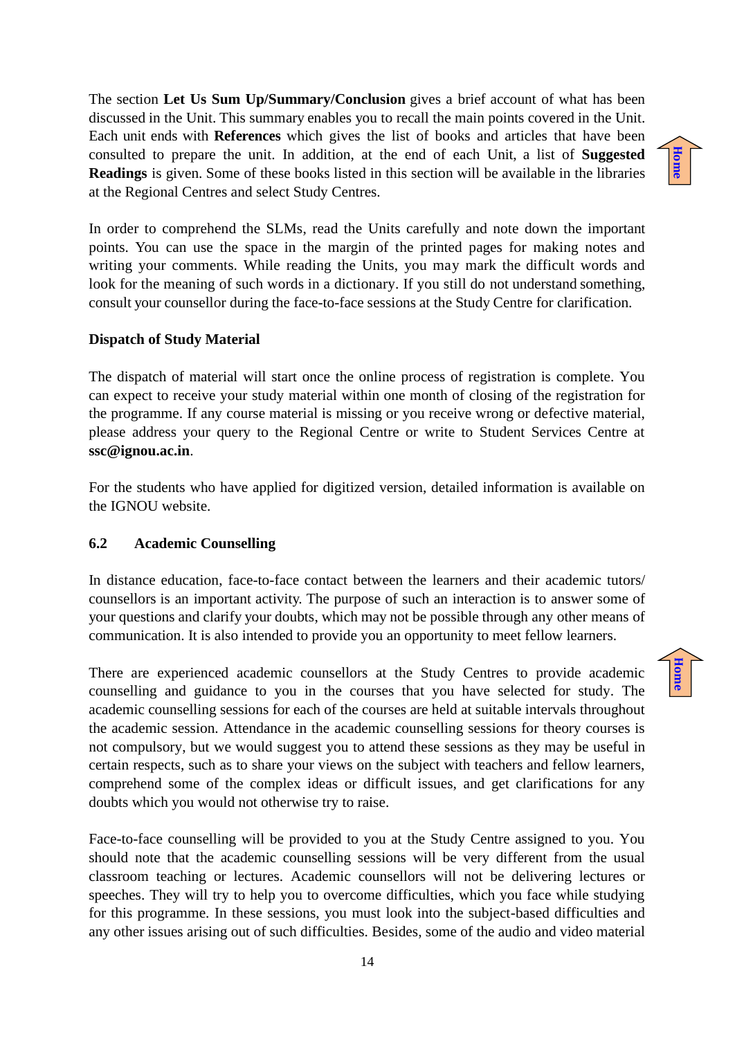The section **Let Us Sum Up/Summary/Conclusion** gives a brief account of what has been discussed in the Unit. This summary enables you to recall the main points covered in the Unit. Each unit ends with **References** which gives the list of books and articles that have been consulted to prepare the unit. In addition, at the end of each Unit, a list of **Suggested Readings** is given. Some of these books listed in this section will be available in the libraries at the Regional Centres and select Study Centres.

In order to comprehend the SLMs, read the Units carefully and note down the important points. You can use the space in the margin of the printed pages for making notes and writing your comments. While reading the Units, you may mark the difficult words and look for the meaning of such words in a dictionary. If you still do not understand something, consult your counsellor during the face-to-face sessions at the Study Centre for clarification.

**Dispatch of Study Material**

The dispatch of material will start once the online process of registration is complete. You can expect to receive your study material within one month of closing of the registration for the programme. If any course material is missing or you receive wrong or defective material, please address your query to the Regional Centre or write to Student Services Centre at **ssc@ignou.ac.in**.

For the students who have applied for digitized version, detailed information is available on the IGNOU website.

## 6.2 Academic Counselling

In distance education, face-to-face contact between the learners and their academic tutors/ counsellors is an important activity. The purpose of such an interaction is to answer some of your questions and clarify your doubts, which may not be possible through any other means of communication. It is also intended to provide you an opportunity to meet fellow learners.

There are experienced academic counsellors at the Study Centres to provide academic counselling and guidance to you in the courses that you have selected for study. The academic counselling sessions for each of the courses are held at suitable intervals throughout the academic session. Attendance in the academic counselling sessions for theory courses is not compulsory, but we would suggest you to attend these sessions as they may be useful in certain respects, such as to share your views on the subject with teachers and fellow learners, comprehend some of the complex ideas or difficult issues, and get clarifications for any doubts which you would not otherwise try to raise.

Face-to-face counselling will be provided to you at the Study Centre assigned to you. You should note that the academic counselling sessions will be very different from the usual classroom teaching or lectures. Academic counsellors will not be delivering lectures or speeches. They will try to help you to overcome difficulties, which you face while studying for this programme. In these sessions, you must look into the subject-based difficulties and any other issues arising out of such difficulties. Besides, some of the audio and video material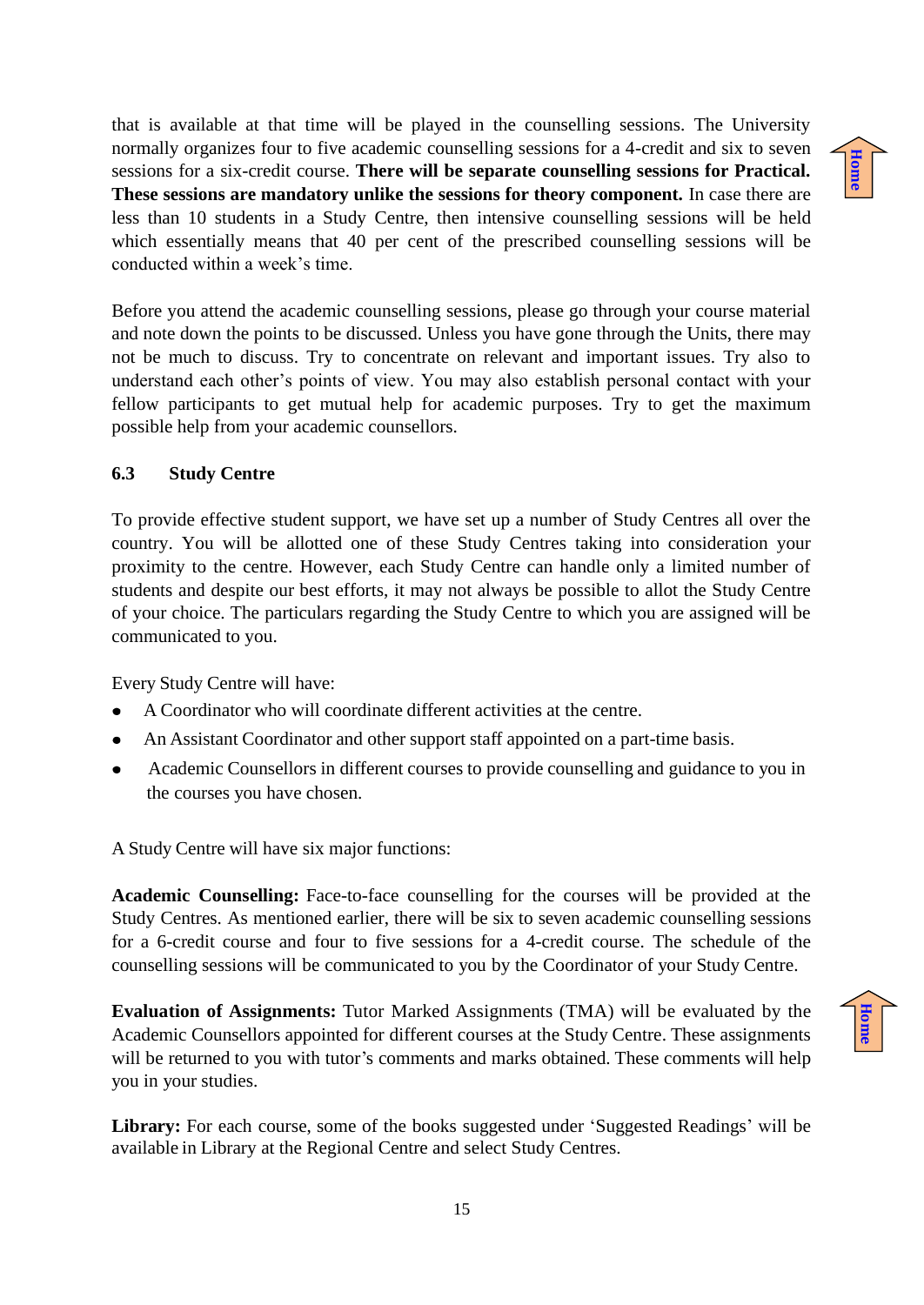that is available at that time will be played in the counselling sessions. The University normally organizes four to five academic counselling sessions for a 4-credit and six to seven sessions for a six-credit course. **There will be separate counselling sessions for Practical. These sessions are mandatory unlike the sessions for theory component.** In case there are less than 10 students in a Study Centre, then intensive counselling sessions will be held which essentially means that 40 per cent of the prescribed counselling sessions will be conducted within a week's time.

Before you attend the academic counselling sessions, please go through your course material and note down the points to be discussed. Unless you have gone through the Units, there may not be much to discuss. Try to concentrate on relevant and important issues. Try also to understand each other's points of view. You may also establish personal contact with your fellow participants to get mutual help for academic purposes. Try to get the maximum possible help from your academic counsellors.

### 6.3 Study Centre

To provide effective student support, we have set up a number of Study Centres all over the country. You will be allotted one of these Study Centres taking into consideration your proximity to the centre. However, each Study Centre can handle only a limited number of students and despite our best efforts, it may not always be possible to allot the Study Centre of your choice. The particulars regarding the Study Centre to which you are assigned will be communicated to you.

Every Study Centre will have:

- A Coordinator who will coordinate different activities at the centre.
- An Assistant Coordinator and other support staff appointed on a part-time basis.
- Academic Counsellors in different courses to provide counselling and guidance to you in the courses you have chosen.

A Study Centre will have six major functions:

**Academic Counselling:** Face-to-face counselling for the courses will be provided at the Study Centres. As mentioned earlier, there will be six to seven academic counselling sessions for a 6-credit course and four to five sessions for a 4-credit course. The schedule of the counselling sessions will be communicated to you by the Coordinator of your Study Centre.

**Evaluation of Assignments:** Tutor Marked Assignments (TMA) will be evaluated by the Academic Counsellors appointed for different courses at the Study Centre. These assignments will be returned to you with tutor's comments and marks obtained. These comments will help you in your studies.

**Library:** For each course, some of the books suggested under 'Suggested Readings' will be available in Library at the Regional Centre and select Study Centres.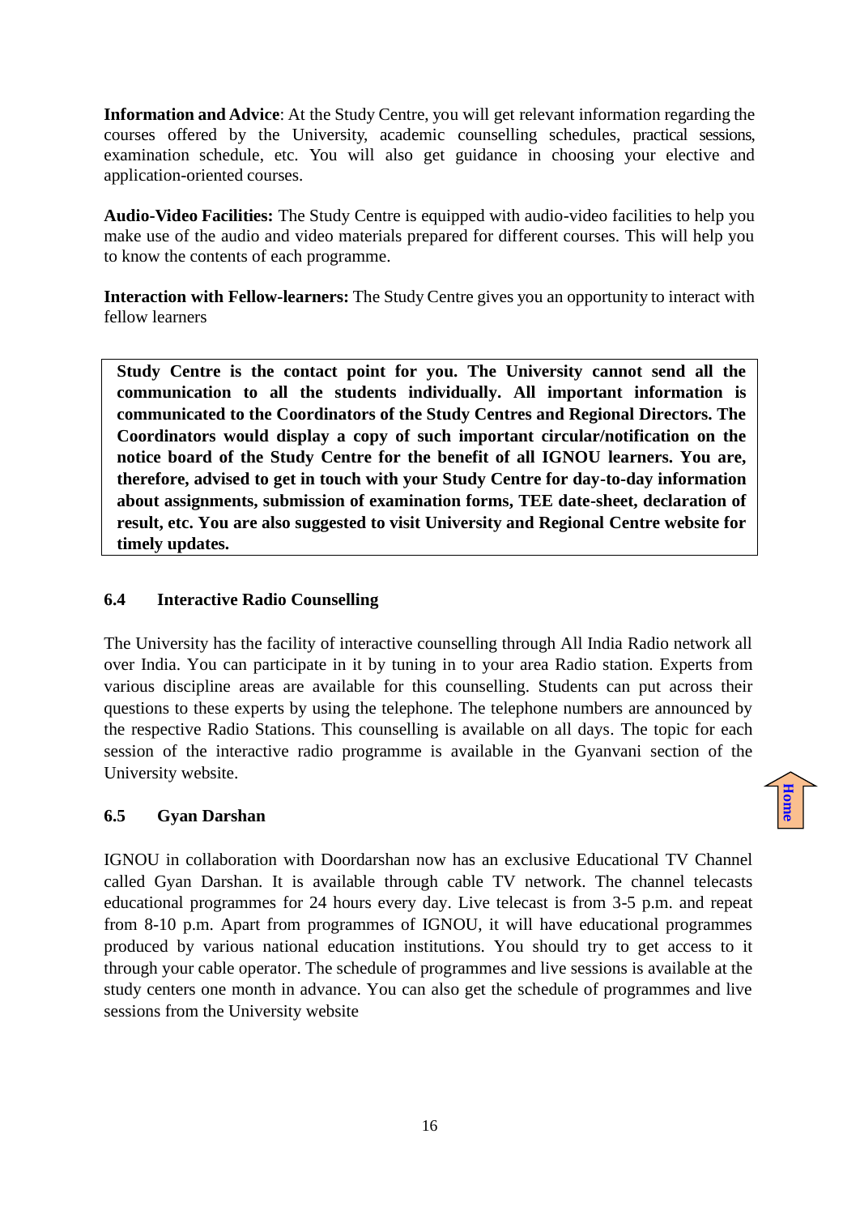**Information and Advice**: At the Study Centre, you will get relevant information regarding the courses offered by the University, academic counselling schedules, practical sessions, examination schedule, etc. You will also get guidance in choosing your elective and application-oriented courses.

**Audio-Video Facilities:** The Study Centre is equipped with audio-video facilities to help you make use of the audio and video materials prepared for different courses. This will help you to know the contents of each programme.

**Interaction with Fellow-learners:** The Study Centre gives you an opportunity to interact with fellow learners

> **Study Centre is the contact point for you. The University cannot send all the communication to all the students individually. All important information is communicated to the Coordinators of the Study Centres and Regional Directors. The Coordinators would display a copy of such important circular/notification on the notice board of the Study Centre for the benefit of all IGNOU learners. You are, therefore, advised to get in touch with your Study Centre for day-to-day information about assignments, submission of examination forms, TEE date-sheet, declaration of result, etc. You are also suggested to visit University and Regional Centre website for timely updates.**

## 6.4 Interactive Radio Counselling

The University has the facility of interactive counselling through All India Radio network all over India. You can participate in it by tuning in to your area Radio station. Experts from various discipline areas are available for this counselling. Students can put across their questions to these experts by using the telephone. The telephone numbers are announced by the respective Radio Stations. This counselling is available on all days. The topic for each session of the interactive radio programme is available in the Gyanvani section of the University website.

## 6.5 Gyan Darshan

IGNOU in collaboration with Doordarshan now has an exclusive Educational TV Channel called Gyan Darshan. It is available through cable TV network. The channel telecasts educational programmes for 24 hours every day. Live telecast is from 3-5 p.m. and repeat from 8-10 p.m. Apart from programmes of IGNOU, it will have educational programmes produced by various national education institutions. You should try to get access to it through your cable operator. The schedule of programmes and live sessions is available at the study centers one month in advance. You can also get the schedule of programmes and live sessions from the University website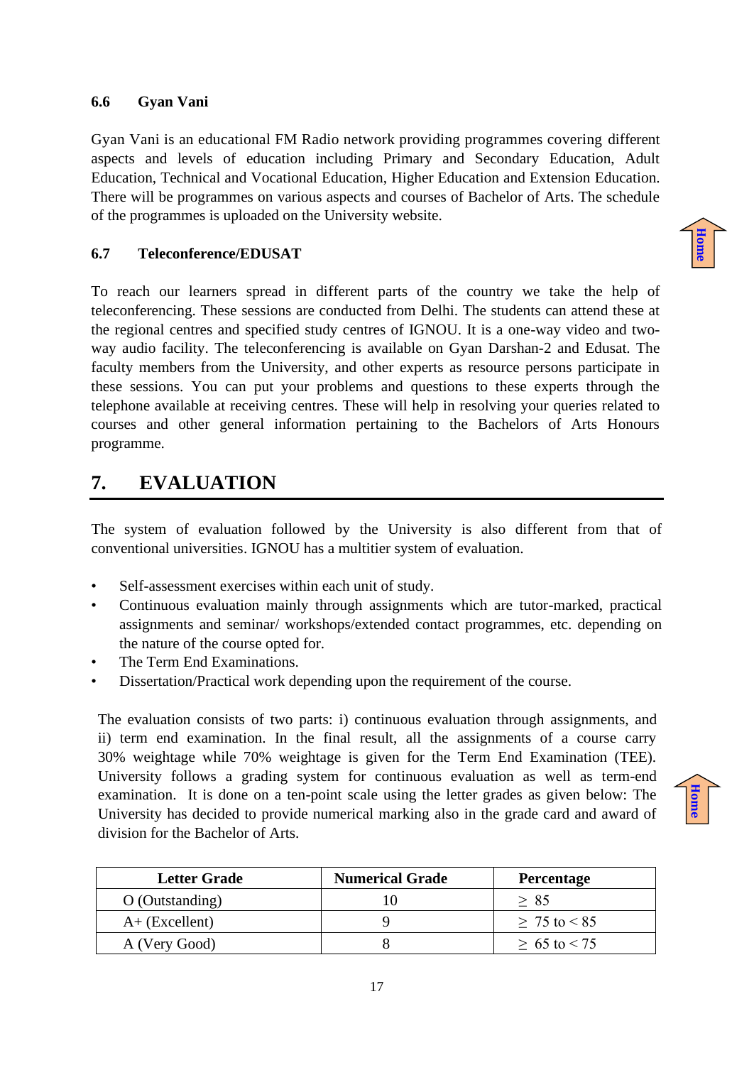### 6.6 Gyan Vani

Gyan Vani is an educational FM Radio network providing programmes covering different aspects and levels of education including Primary and Secondary Education, Adult Education, Technical and Vocational Education, Higher Education and Extension Education. There will be programmes on various aspects and courses of Bachelor of Arts. The schedule of the programmes is uploaded on the University website.

### 6.7 Teleconference/EDUSAT

To reach our learners spread in different parts of the country we take the help of teleconferencing. These sessions are conducted from Delhi. The students can attend these at the regional centres and specified study centres of IGNOU. It is a one-way video and two-way audio facility. The teleconferencing is available on Gyan Darshan-2 and Edusat. The faculty members from the University, and other experts as resource persons participate in these sessions. You can put your problems and questions to these experts through the telephone available at receiving centres. These will help in resolving your queries related to courses and other general information pertaining to the Bachelors of Arts Honours programme.

## 7. EVALUATION

The system of evaluation followed by the University is also different from that of conventional universities. IGNOU has a multitier system of evaluation.

- Self-assessment exercises within each unit of study.
- Continuous evaluation mainly through assignments which are tutor-marked, practical assignments and seminar/ workshops/extended contact programmes, etc. depending on the nature of the course opted for.
- The Term End Examinations.
- Dissertation/Practical work depending upon the requirement of the course.

The evaluation consists of two parts: i) continuous evaluation through assignments, and ii) term end examination. In the final result, all the assignments of a course carry 30% weightage while 70% weightage is given for the Term End Examination (TEE). University follows a grading system for continuous evaluation as well as term-end examination. It is done on a ten-point scale using the letter grades as given below: The University has decided to provide numerical marking also in the grade card and award of division for the Bachelor of Arts.

| Letter Grade | Numerical Grade | Percentage |
|---|---|---|
| O (Outstanding) | 10 | ≥ 85 |
| A+ (Excellent) | 9 | ≥ 75 to < 85 |
| A (Very Good) | 8 | ≥ 65 to < 75 |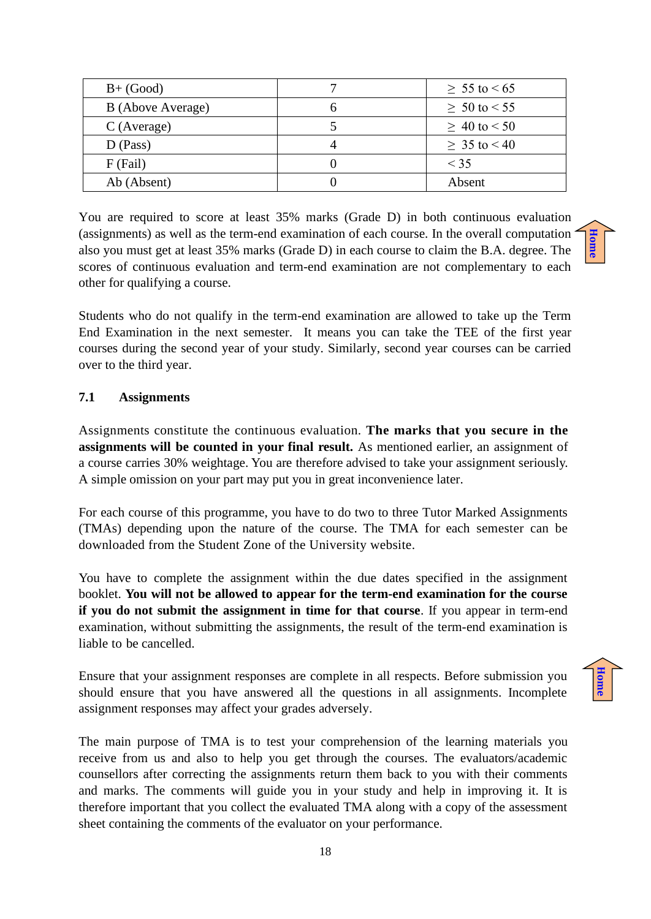| B+ (Good) | 7 | ≥ 55 to < 65 |
|---|---|---|
| B (Above Average) | 6 | ≥ 50 to < 55 |
| C (Average) | 5 | ≥ 40 to < 50 |
| D (Pass) | 4 | ≥ 35 to < 40 |
| F (Fail) | 0 | < 35 |
| Ab (Absent) | 0 | Absent |

You are required to score at least 35% marks (Grade D) in both continuous evaluation (assignments) as well as the term-end examination of each course. In the overall computation also you must get at least 35% marks (Grade D) in each course to claim the B.A. degree. The scores of continuous evaluation and term-end examination are not complementary to each other for qualifying a course.

Students who do not qualify in the term-end examination are allowed to take up the Term End Examination in the next semester. It means you can take the TEE of the first year courses during the second year of your study. Similarly, second year courses can be carried over to the third year.

### 7.1 Assignments

Assignments constitute the continuous evaluation. **The marks that you secure in the assignments will be counted in your final result.** As mentioned earlier, an assignment of a course carries 30% weightage. You are therefore advised to take your assignment seriously. A simple omission on your part may put you in great inconvenience later.

For each course of this programme, you have to do two to three Tutor Marked Assignments (TMAs) depending upon the nature of the course. The TMA for each semester can be downloaded from the Student Zone of the University website.

You have to complete the assignment within the due dates specified in the assignment booklet. **You will not be allowed to appear for the term-end examination for the course if you do not submit the assignment in time for that course**. If you appear in term-end examination, without submitting the assignments, the result of the term-end examination is liable to be cancelled.

Ensure that your assignment responses are complete in all respects. Before submission you should ensure that you have answered all the questions in all assignments. Incomplete assignment responses may affect your grades adversely.

The main purpose of TMA is to test your comprehension of the learning materials you receive from us and also to help you get through the courses. The evaluators/academic counsellors after correcting the assignments return them back to you with their comments and marks. The comments will guide you in your study and help in improving it. It is therefore important that you collect the evaluated TMA along with a copy of the assessment sheet containing the comments of the evaluator on your performance.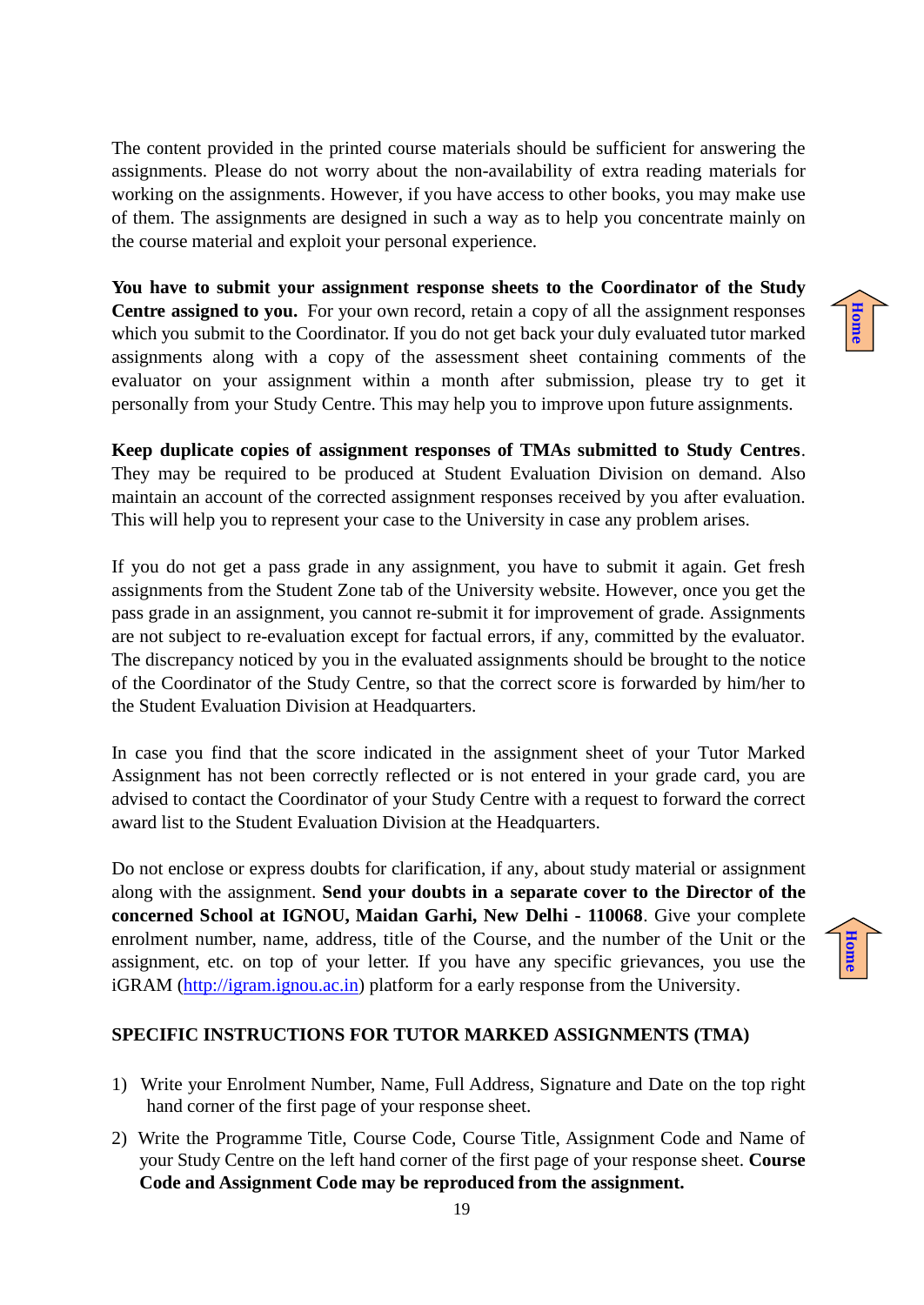The content provided in the printed course materials should be sufficient for answering the assignments. Please do not worry about the non-availability of extra reading materials for working on the assignments. However, if you have access to other books, you may make use of them. The assignments are designed in such a way as to help you concentrate mainly on the course material and exploit your personal experience.

**You have to submit your assignment response sheets to the Coordinator of the Study Centre assigned to you.** For your own record, retain a copy of all the assignment responses which you submit to the Coordinator. If you do not get back your duly evaluated tutor marked assignments along with a copy of the assessment sheet containing comments of the evaluator on your assignment within a month after submission, please try to get it personally from your Study Centre. This may help you to improve upon future assignments.

**Keep duplicate copies of assignment responses of TMAs submitted to Study Centres**. They may be required to be produced at Student Evaluation Division on demand. Also maintain an account of the corrected assignment responses received by you after evaluation. This will help you to represent your case to the University in case any problem arises.

If you do not get a pass grade in any assignment, you have to submit it again. Get fresh assignments from the Student Zone tab of the University website. However, once you get the pass grade in an assignment, you cannot re-submit it for improvement of grade. Assignments are not subject to re-evaluation except for factual errors, if any, committed by the evaluator. The discrepancy noticed by you in the evaluated assignments should be brought to the notice of the Coordinator of the Study Centre, so that the correct score is forwarded by him/her to the Student Evaluation Division at Headquarters.

In case you find that the score indicated in the assignment sheet of your Tutor Marked Assignment has not been correctly reflected or is not entered in your grade card, you are advised to contact the Coordinator of your Study Centre with a request to forward the correct award list to the Student Evaluation Division at the Headquarters.

Do not enclose or express doubts for clarification, if any, about study material or assignment along with the assignment. **Send your doubts in a separate cover to the Director of the concerned School at IGNOU, Maidan Garhi, New Delhi - 110068**. Give your complete enrolment number, name, address, title of the Course, and the number of the Unit or the assignment, etc. on top of your letter. If you have any specific grievances, you use the iGRAM (http://igram.ignou.ac.in) platform for a early response from the University.

## SPECIFIC INSTRUCTIONS FOR TUTOR MARKED ASSIGNMENTS (TMA)

1) Write your Enrolment Number, Name, Full Address, Signature and Date on the top right hand corner of the first page of your response sheet.
2) Write the Programme Title, Course Code, Course Title, Assignment Code and Name of your Study Centre on the left hand corner of the first page of your response sheet. **Course Code and Assignment Code may be reproduced from the assignment.**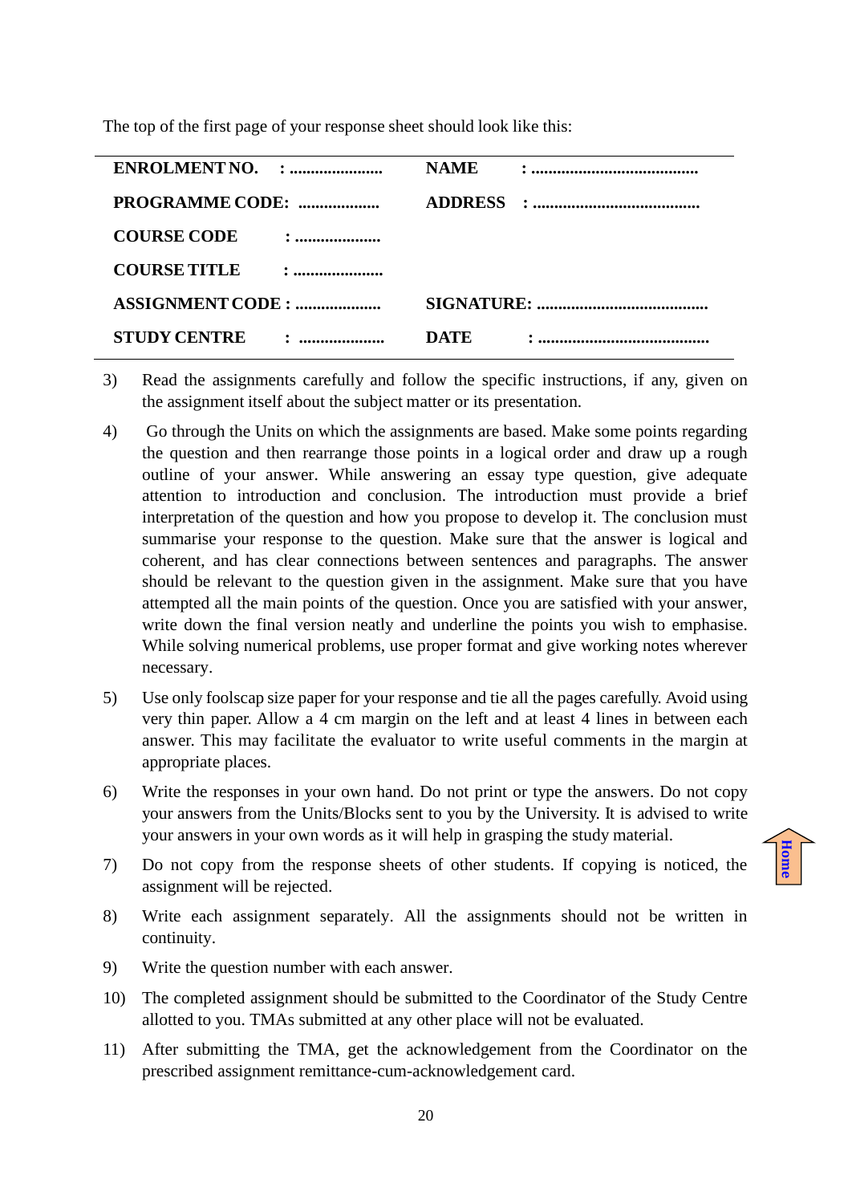The top of the first page of your response sheet should look like this:

| | |
|---|---|
| **ENROLMENT NO. :** ..................... | **NAME :** ...................................... |
| **PROGRAMME CODE:** .................. | **ADDRESS :** ...................................... |
| **COURSE CODE :** ................... | |
| **COURSE TITLE :** .................... | |
| **ASSIGNMENT CODE :** ................... | **SIGNATURE:** ....................................... |
| **STUDY CENTRE :** ................... | **DATE :** ....................................... |

3) Read the assignments carefully and follow the specific instructions, if any, given on the assignment itself about the subject matter or its presentation.

4) Go through the Units on which the assignments are based. Make some points regarding the question and then rearrange those points in a logical order and draw up a rough outline of your answer. While answering an essay type question, give adequate attention to introduction and conclusion. The introduction must provide a brief interpretation of the question and how you propose to develop it. The conclusion must summarise your response to the question. Make sure that the answer is logical and coherent, and has clear connections between sentences and paragraphs. The answer should be relevant to the question given in the assignment. Make sure that you have attempted all the main points of the question. Once you are satisfied with your answer, write down the final version neatly and underline the points you wish to emphasise. While solving numerical problems, use proper format and give working notes wherever necessary.

5) Use only foolscap size paper for your response and tie all the pages carefully. Avoid using very thin paper. Allow a 4 cm margin on the left and at least 4 lines in between each answer. This may facilitate the evaluator to write useful comments in the margin at appropriate places.

6) Write the responses in your own hand. Do not print or type the answers. Do not copy your answers from the Units/Blocks sent to you by the University. It is advised to write your answers in your own words as it will help in grasping the study material.

7) Do not copy from the response sheets of other students. If copying is noticed, the assignment will be rejected.

8) Write each assignment separately. All the assignments should not be written in continuity.

9) Write the question number with each answer.

10) The completed assignment should be submitted to the Coordinator of the Study Centre allotted to you. TMAs submitted at any other place will not be evaluated.

11) After submitting the TMA, get the acknowledgement from the Coordinator on the prescribed assignment remittance-cum-acknowledgement card.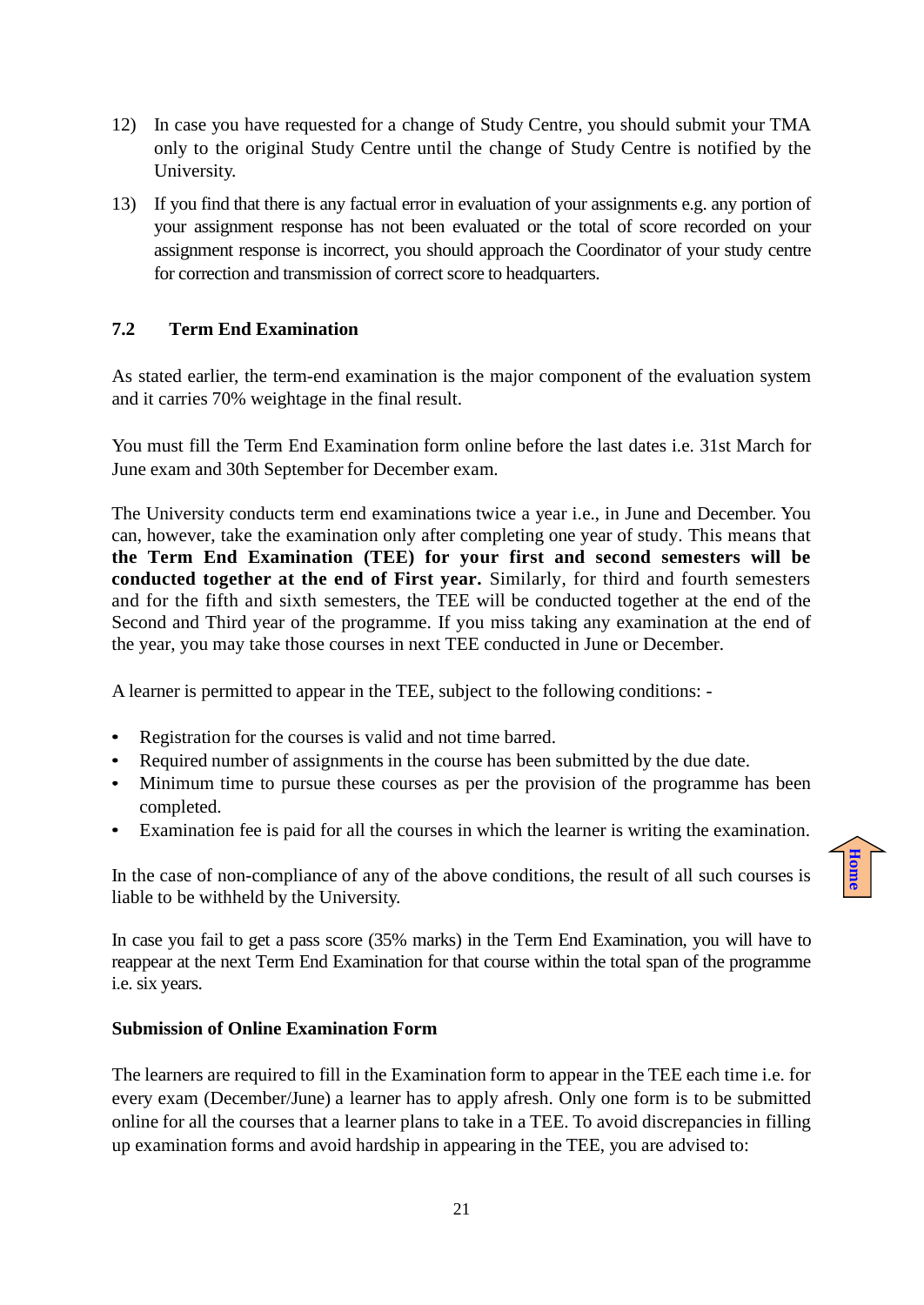12) In case you have requested for a change of Study Centre, you should submit your TMA only to the original Study Centre until the change of Study Centre is notified by the University.

13) If you find that there is any factual error in evaluation of your assignments e.g. any portion of your assignment response has not been evaluated or the total of score recorded on your assignment response is incorrect, you should approach the Coordinator of your study centre for correction and transmission of correct score to headquarters.

### 7.2 Term End Examination

As stated earlier, the term-end examination is the major component of the evaluation system and it carries 70% weightage in the final result.

You must fill the Term End Examination form online before the last dates i.e. 31st March for June exam and 30th September for December exam.

The University conducts term end examinations twice a year i.e., in June and December. You can, however, take the examination only after completing one year of study. This means that **the Term End Examination (TEE) for your first and second semesters will be conducted together at the end of First year.** Similarly, for third and fourth semesters and for the fifth and sixth semesters, the TEE will be conducted together at the end of the Second and Third year of the programme. If you miss taking any examination at the end of the year, you may take those courses in next TEE conducted in June or December.

A learner is permitted to appear in the TEE, subject to the following conditions: -

- Registration for the courses is valid and not time barred.
- Required number of assignments in the course has been submitted by the due date.
- Minimum time to pursue these courses as per the provision of the programme has been completed.
- Examination fee is paid for all the courses in which the learner is writing the examination.

In the case of non-compliance of any of the above conditions, the result of all such courses is liable to be withheld by the University.

In case you fail to get a pass score (35% marks) in the Term End Examination, you will have to reappear at the next Term End Examination for that course within the total span of the programme i.e. six years.

**Submission of Online Examination Form**

The learners are required to fill in the Examination form to appear in the TEE each time i.e. for every exam (December/June) a learner has to apply afresh. Only one form is to be submitted online for all the courses that a learner plans to take in a TEE. To avoid discrepancies in filling up examination forms and avoid hardship in appearing in the TEE, you are advised to: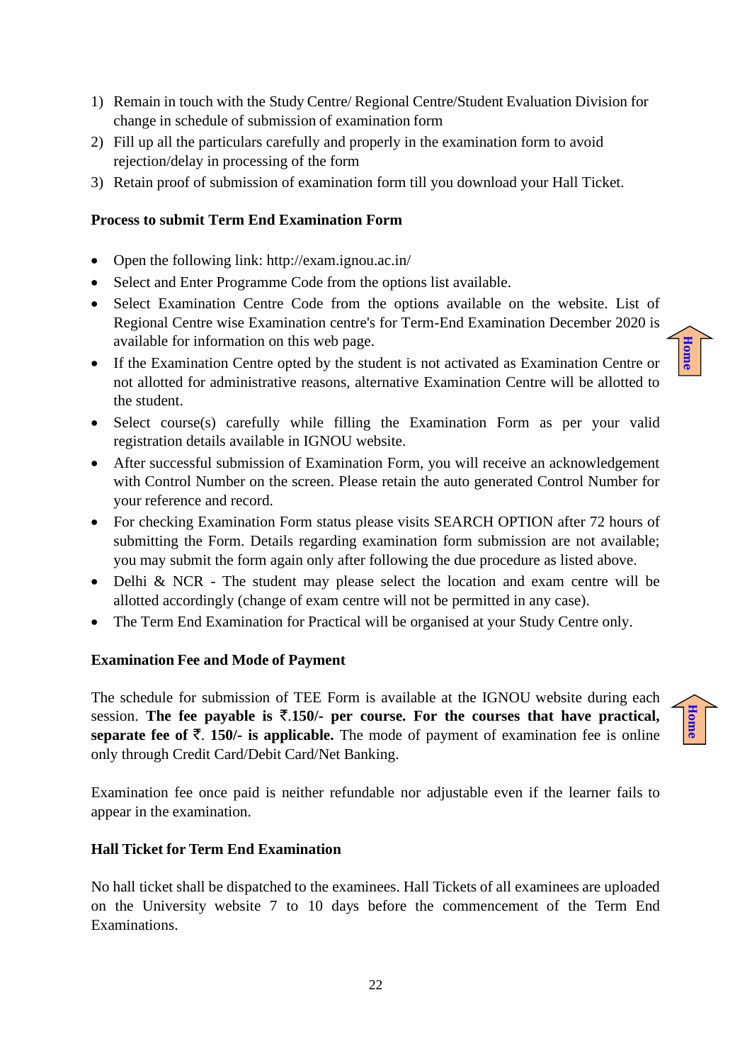1) Remain in touch with the Study Centre/ Regional Centre/Student Evaluation Division for change in schedule of submission of examination form
2) Fill up all the particulars carefully and properly in the examination form to avoid rejection/delay in processing of the form
3) Retain proof of submission of examination form till you download your Hall Ticket.

**Process to submit Term End Examination Form**

- Open the following link: http://exam.ignou.ac.in/
- Select and Enter Programme Code from the options list available.
- Select Examination Centre Code from the options available on the website. List of Regional Centre wise Examination centre's for Term-End Examination December 2020 is available for information on this web page.
- If the Examination Centre opted by the student is not activated as Examination Centre or not allotted for administrative reasons, alternative Examination Centre will be allotted to the student.
- Select course(s) carefully while filling the Examination Form as per your valid registration details available in IGNOU website.
- After successful submission of Examination Form, you will receive an acknowledgement with Control Number on the screen. Please retain the auto generated Control Number for your reference and record.
- For checking Examination Form status please visits SEARCH OPTION after 72 hours of submitting the Form. Details regarding examination form submission are not available; you may submit the form again only after following the due procedure as listed above.
- Delhi & NCR - The student may please select the location and exam centre will be allotted accordingly (change of exam centre will not be permitted in any case).
- The Term End Examination for Practical will be organised at your Study Centre only.

**Examination Fee and Mode of Payment**

The schedule for submission of TEE Form is available at the IGNOU website during each session. **The fee payable is ₹.150/- per course. For the courses that have practical, separate fee of ₹. 150/- is applicable.** The mode of payment of examination fee is online only through Credit Card/Debit Card/Net Banking.

Examination fee once paid is neither refundable nor adjustable even if the learner fails to appear in the examination.

**Hall Ticket for Term End Examination**

No hall ticket shall be dispatched to the examinees. Hall Tickets of all examinees are uploaded on the University website 7 to 10 days before the commencement of the Term End Examinations.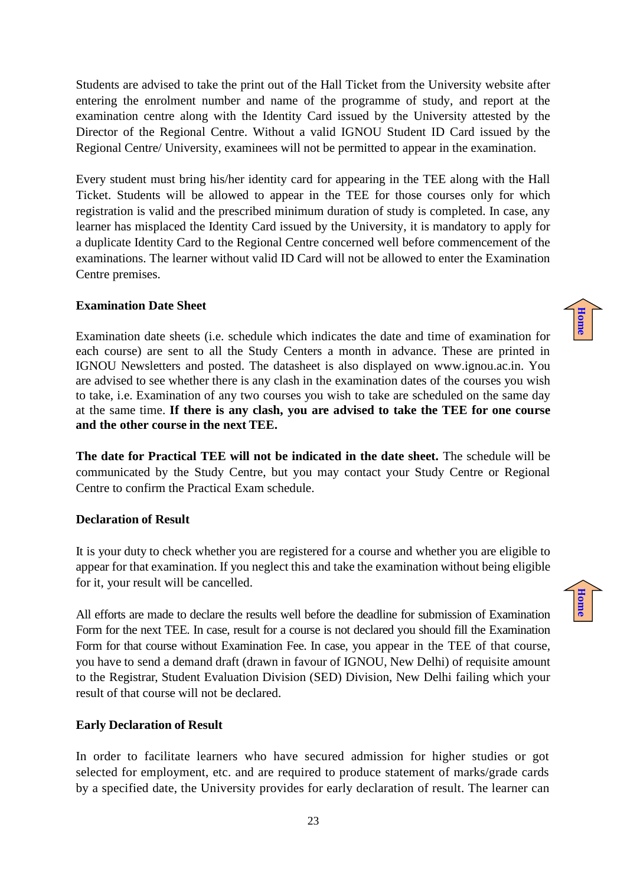Students are advised to take the print out of the Hall Ticket from the University website after entering the enrolment number and name of the programme of study, and report at the examination centre along with the Identity Card issued by the University attested by the Director of the Regional Centre. Without a valid IGNOU Student ID Card issued by the Regional Centre/ University, examinees will not be permitted to appear in the examination.

Every student must bring his/her identity card for appearing in the TEE along with the Hall Ticket. Students will be allowed to appear in the TEE for those courses only for which registration is valid and the prescribed minimum duration of study is completed. In case, any learner has misplaced the Identity Card issued by the University, it is mandatory to apply for a duplicate Identity Card to the Regional Centre concerned well before commencement of the examinations. The learner without valid ID Card will not be allowed to enter the Examination Centre premises.

**Examination Date Sheet**

Examination date sheets (i.e. schedule which indicates the date and time of examination for each course) are sent to all the Study Centers a month in advance. These are printed in IGNOU Newsletters and posted. The datasheet is also displayed on www.ignou.ac.in. You are advised to see whether there is any clash in the examination dates of the courses you wish to take, i.e. Examination of any two courses you wish to take are scheduled on the same day at the same time. **If there is any clash, you are advised to take the TEE for one course and the other course in the next TEE.**

**The date for Practical TEE will not be indicated in the date sheet.** The schedule will be communicated by the Study Centre, but you may contact your Study Centre or Regional Centre to confirm the Practical Exam schedule.

**Declaration of Result**

It is your duty to check whether you are registered for a course and whether you are eligible to appear for that examination. If you neglect this and take the examination without being eligible for it, your result will be cancelled.

All efforts are made to declare the results well before the deadline for submission of Examination Form for the next TEE. In case, result for a course is not declared you should fill the Examination Form for that course without Examination Fee. In case, you appear in the TEE of that course, you have to send a demand draft (drawn in favour of IGNOU, New Delhi) of requisite amount to the Registrar, Student Evaluation Division (SED) Division, New Delhi failing which your result of that course will not be declared.

**Early Declaration of Result**

In order to facilitate learners who have secured admission for higher studies or got selected for employment, etc. and are required to produce statement of marks/grade cards by a specified date, the University provides for early declaration of result. The learner can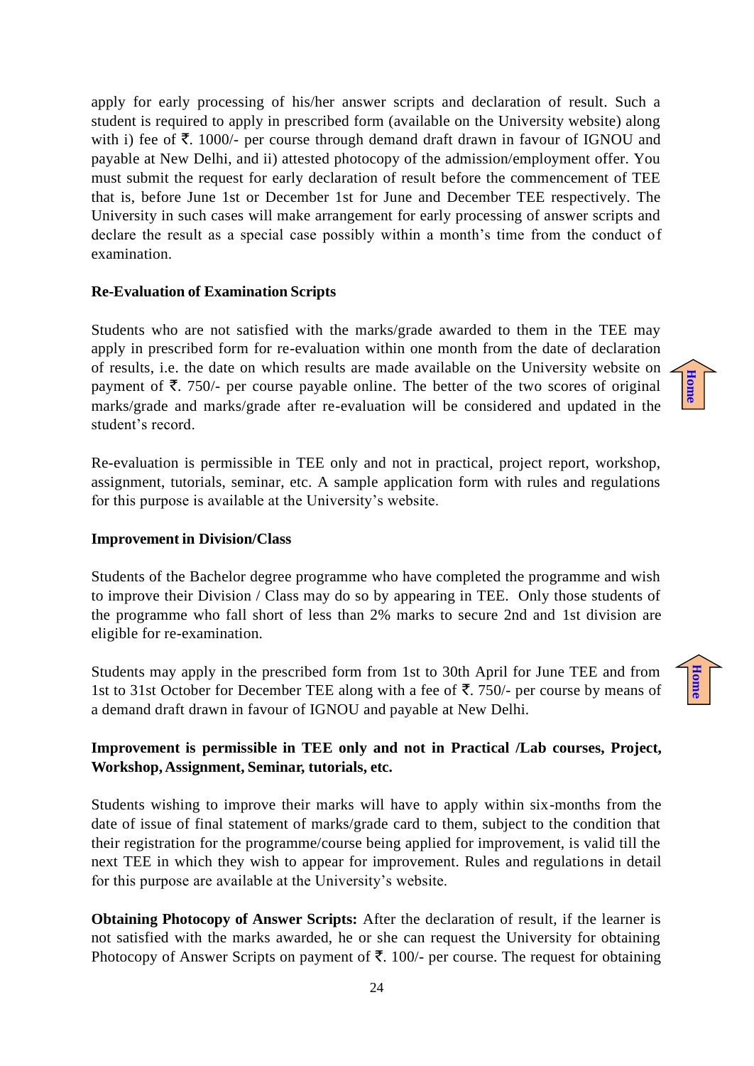apply for early processing of his/her answer scripts and declaration of result. Such a student is required to apply in prescribed form (available on the University website) along with i) fee of ₹. 1000/- per course through demand draft drawn in favour of IGNOU and payable at New Delhi, and ii) attested photocopy of the admission/employment offer. You must submit the request for early declaration of result before the commencement of TEE that is, before June 1st or December 1st for June and December TEE respectively. The University in such cases will make arrangement for early processing of answer scripts and declare the result as a special case possibly within a month's time from the conduct of examination.

**Re-Evaluation of Examination Scripts**

Students who are not satisfied with the marks/grade awarded to them in the TEE may apply in prescribed form for re-evaluation within one month from the date of declaration of results, i.e. the date on which results are made available on the University website on payment of ₹. 750/- per course payable online. The better of the two scores of original marks/grade and marks/grade after re-evaluation will be considered and updated in the student's record.

Re-evaluation is permissible in TEE only and not in practical, project report, workshop, assignment, tutorials, seminar, etc. A sample application form with rules and regulations for this purpose is available at the University's website.

**Improvement in Division/Class**

Students of the Bachelor degree programme who have completed the programme and wish to improve their Division / Class may do so by appearing in TEE. Only those students of the programme who fall short of less than 2% marks to secure 2nd and 1st division are eligible for re-examination.

Students may apply in the prescribed form from 1st to 30th April for June TEE and from 1st to 31st October for December TEE along with a fee of ₹. 750/- per course by means of a demand draft drawn in favour of IGNOU and payable at New Delhi.

**Improvement is permissible in TEE only and not in Practical /Lab courses, Project, Workshop, Assignment, Seminar, tutorials, etc.**

Students wishing to improve their marks will have to apply within six-months from the date of issue of final statement of marks/grade card to them, subject to the condition that their registration for the programme/course being applied for improvement, is valid till the next TEE in which they wish to appear for improvement. Rules and regulations in detail for this purpose are available at the University's website.

**Obtaining Photocopy of Answer Scripts:** After the declaration of result, if the learner is not satisfied with the marks awarded, he or she can request the University for obtaining Photocopy of Answer Scripts on payment of ₹. 100/- per course. The request for obtaining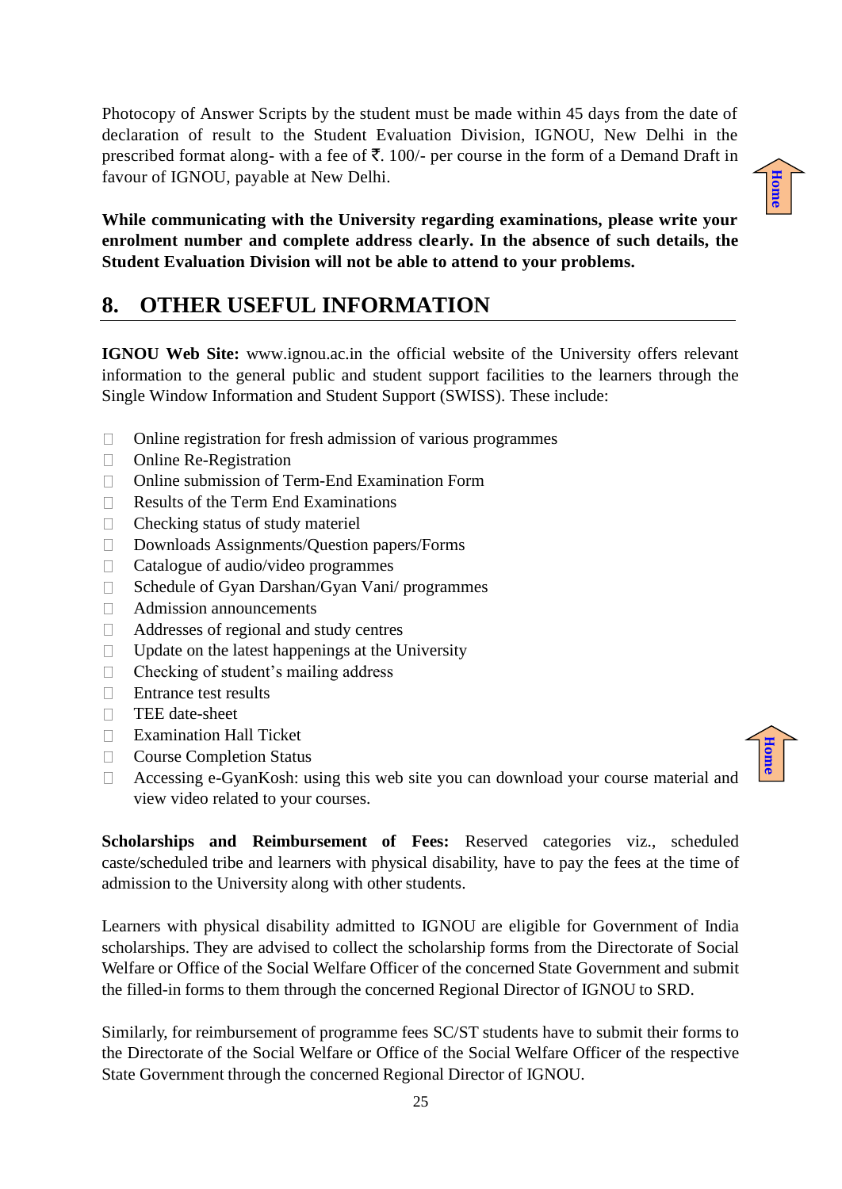Photocopy of Answer Scripts by the student must be made within 45 days from the date of declaration of result to the Student Evaluation Division, IGNOU, New Delhi in the prescribed format along- with a fee of ₹. 100/- per course in the form of a Demand Draft in favour of IGNOU, payable at New Delhi.

**While communicating with the University regarding examinations, please write your enrolment number and complete address clearly. In the absence of such details, the Student Evaluation Division will not be able to attend to your problems.**

## 8. OTHER USEFUL INFORMATION

**IGNOU Web Site:** www.ignou.ac.in the official website of the University offers relevant information to the general public and student support facilities to the learners through the Single Window Information and Student Support (SWISS). These include:

- Online registration for fresh admission of various programmes
- Online Re-Registration
- Online submission of Term-End Examination Form
- Results of the Term End Examinations
- Checking status of study materiel
- Downloads Assignments/Question papers/Forms
- Catalogue of audio/video programmes
- Schedule of Gyan Darshan/Gyan Vani/ programmes
- Admission announcements
- Addresses of regional and study centres
- Update on the latest happenings at the University
- Checking of student's mailing address
- Entrance test results
- TEE date-sheet
- Examination Hall Ticket
- Course Completion Status
- Accessing e-GyanKosh: using this web site you can download your course material and view video related to your courses.

**Scholarships and Reimbursement of Fees:** Reserved categories viz., scheduled caste/scheduled tribe and learners with physical disability, have to pay the fees at the time of admission to the University along with other students.

Learners with physical disability admitted to IGNOU are eligible for Government of India scholarships. They are advised to collect the scholarship forms from the Directorate of Social Welfare or Office of the Social Welfare Officer of the concerned State Government and submit the filled-in forms to them through the concerned Regional Director of IGNOU to SRD.

Similarly, for reimbursement of programme fees SC/ST students have to submit their forms to the Directorate of the Social Welfare or Office of the Social Welfare Officer of the respective State Government through the concerned Regional Director of IGNOU.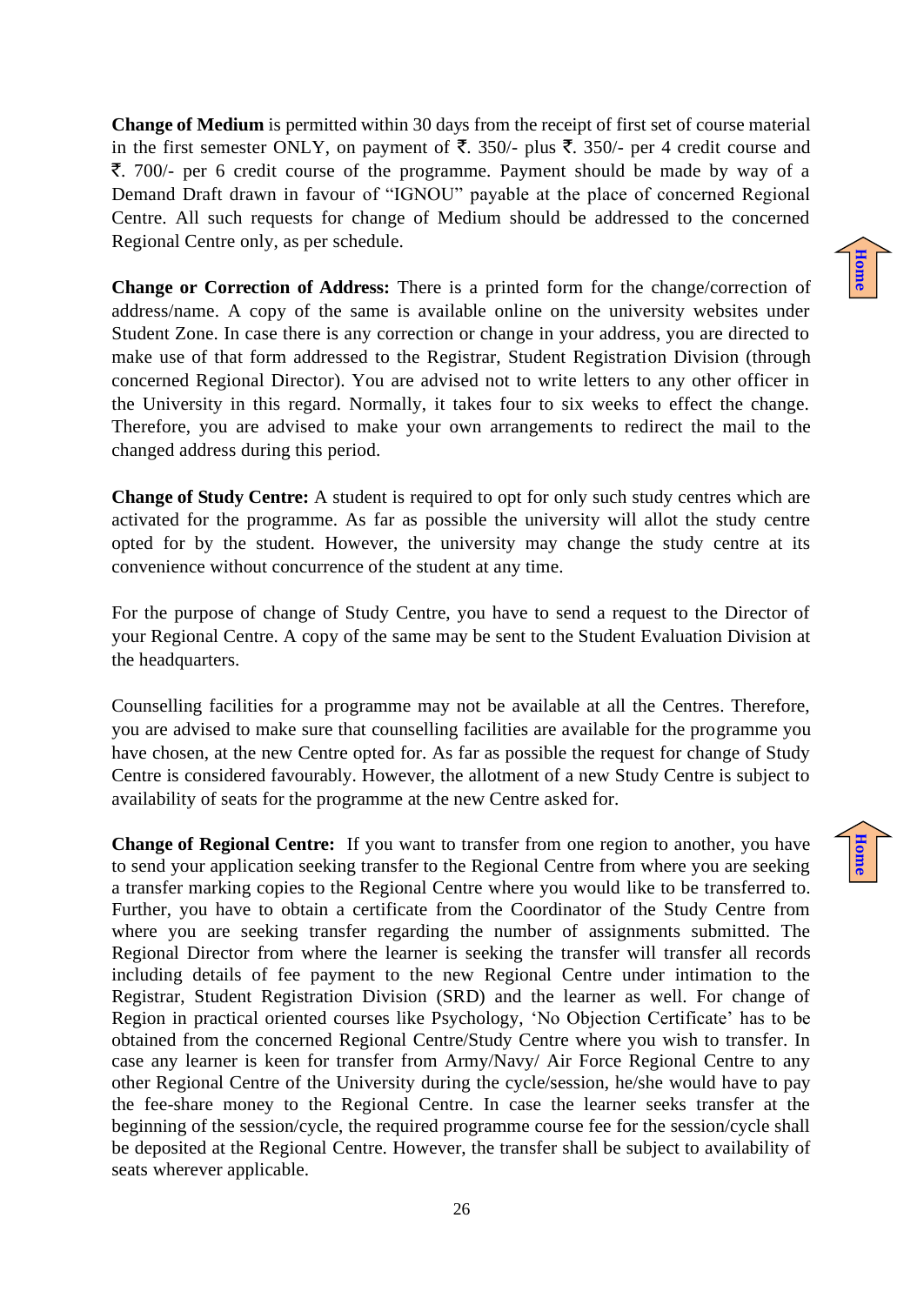**Change of Medium** is permitted within 30 days from the receipt of first set of course material in the first semester ONLY, on payment of ₹. 350/- plus ₹. 350/- per 4 credit course and ₹. 700/- per 6 credit course of the programme. Payment should be made by way of a Demand Draft drawn in favour of "IGNOU" payable at the place of concerned Regional Centre. All such requests for change of Medium should be addressed to the concerned Regional Centre only, as per schedule.

**Change or Correction of Address:** There is a printed form for the change/correction of address/name. A copy of the same is available online on the university websites under Student Zone. In case there is any correction or change in your address, you are directed to make use of that form addressed to the Registrar, Student Registration Division (through concerned Regional Director). You are advised not to write letters to any other officer in the University in this regard. Normally, it takes four to six weeks to effect the change. Therefore, you are advised to make your own arrangements to redirect the mail to the changed address during this period.

**Change of Study Centre:** A student is required to opt for only such study centres which are activated for the programme. As far as possible the university will allot the study centre opted for by the student. However, the university may change the study centre at its convenience without concurrence of the student at any time.

For the purpose of change of Study Centre, you have to send a request to the Director of your Regional Centre. A copy of the same may be sent to the Student Evaluation Division at the headquarters.

Counselling facilities for a programme may not be available at all the Centres. Therefore, you are advised to make sure that counselling facilities are available for the programme you have chosen, at the new Centre opted for. As far as possible the request for change of Study Centre is considered favourably. However, the allotment of a new Study Centre is subject to availability of seats for the programme at the new Centre asked for.

**Change of Regional Centre:** If you want to transfer from one region to another, you have to send your application seeking transfer to the Regional Centre from where you are seeking a transfer marking copies to the Regional Centre where you would like to be transferred to. Further, you have to obtain a certificate from the Coordinator of the Study Centre from where you are seeking transfer regarding the number of assignments submitted. The Regional Director from where the learner is seeking the transfer will transfer all records including details of fee payment to the new Regional Centre under intimation to the Registrar, Student Registration Division (SRD) and the learner as well. For change of Region in practical oriented courses like Psychology, 'No Objection Certificate' has to be obtained from the concerned Regional Centre/Study Centre where you wish to transfer. In case any learner is keen for transfer from Army/Navy/ Air Force Regional Centre to any other Regional Centre of the University during the cycle/session, he/she would have to pay the fee-share money to the Regional Centre. In case the learner seeks transfer at the beginning of the session/cycle, the required programme course fee for the session/cycle shall be deposited at the Regional Centre. However, the transfer shall be subject to availability of seats wherever applicable.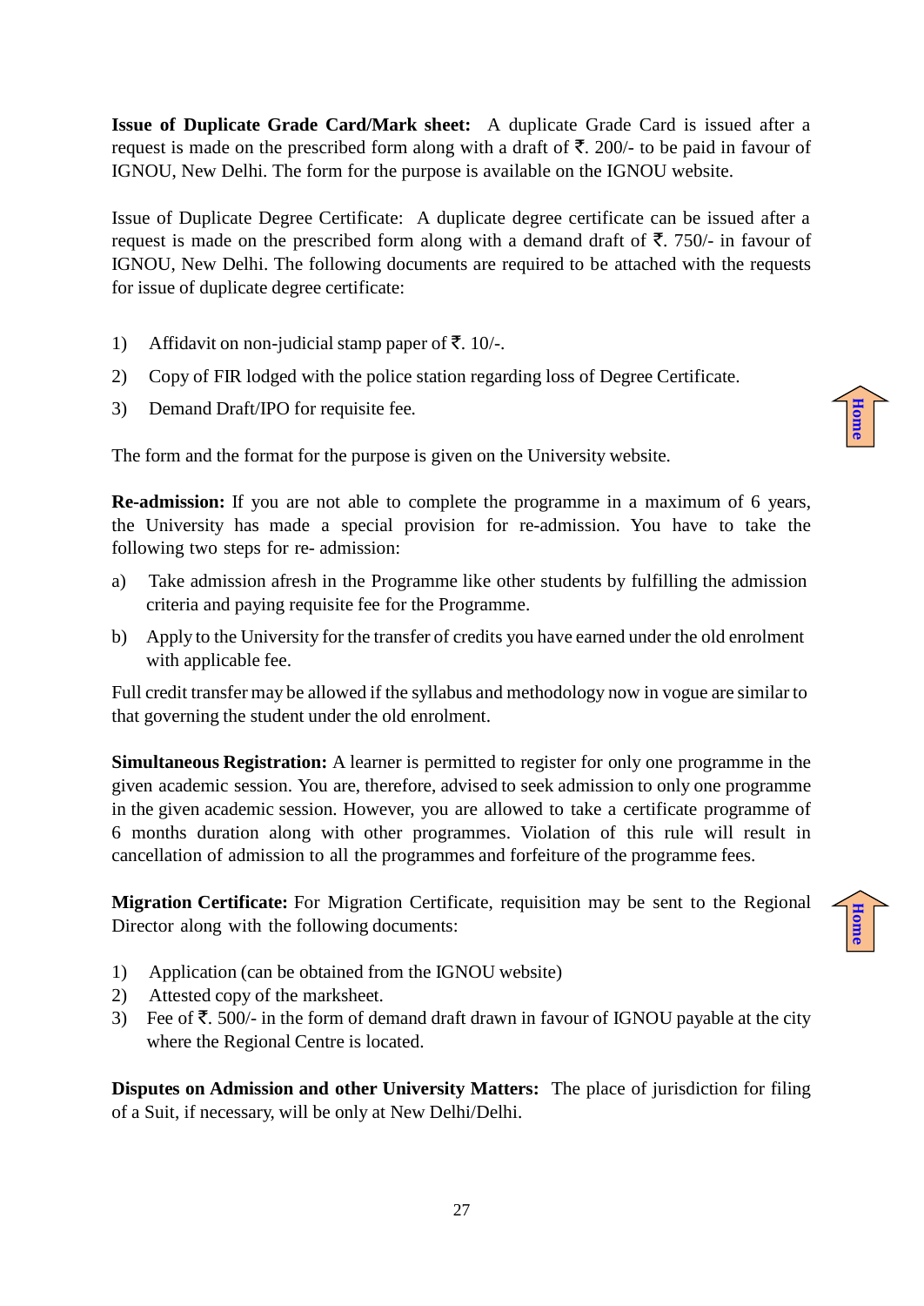**Issue of Duplicate Grade Card/Mark sheet:** A duplicate Grade Card is issued after a request is made on the prescribed form along with a draft of ₹. 200/- to be paid in favour of IGNOU, New Delhi. The form for the purpose is available on the IGNOU website.

Issue of Duplicate Degree Certificate: A duplicate degree certificate can be issued after a request is made on the prescribed form along with a demand draft of ₹. 750/- in favour of IGNOU, New Delhi. The following documents are required to be attached with the requests for issue of duplicate degree certificate:

1) Affidavit on non-judicial stamp paper of ₹. 10/-.
2) Copy of FIR lodged with the police station regarding loss of Degree Certificate.
3) Demand Draft/IPO for requisite fee.

The form and the format for the purpose is given on the University website.

**Re-admission:** If you are not able to complete the programme in a maximum of 6 years, the University has made a special provision for re-admission. You have to take the following two steps for re- admission:

a) Take admission afresh in the Programme like other students by fulfilling the admission criteria and paying requisite fee for the Programme.
b) Apply to the University for the transfer of credits you have earned under the old enrolment with applicable fee.

Full credit transfer may be allowed if the syllabus and methodology now in vogue are similar to that governing the student under the old enrolment.

**Simultaneous Registration:** A learner is permitted to register for only one programme in the given academic session. You are, therefore, advised to seek admission to only one programme in the given academic session. However, you are allowed to take a certificate programme of 6 months duration along with other programmes. Violation of this rule will result in cancellation of admission to all the programmes and forfeiture of the programme fees.

**Migration Certificate:** For Migration Certificate, requisition may be sent to the Regional Director along with the following documents:

1) Application (can be obtained from the IGNOU website)
2) Attested copy of the marksheet.
3) Fee of ₹. 500/- in the form of demand draft drawn in favour of IGNOU payable at the city where the Regional Centre is located.

**Disputes on Admission and other University Matters:** The place of jurisdiction for filing of a Suit, if necessary, will be only at New Delhi/Delhi.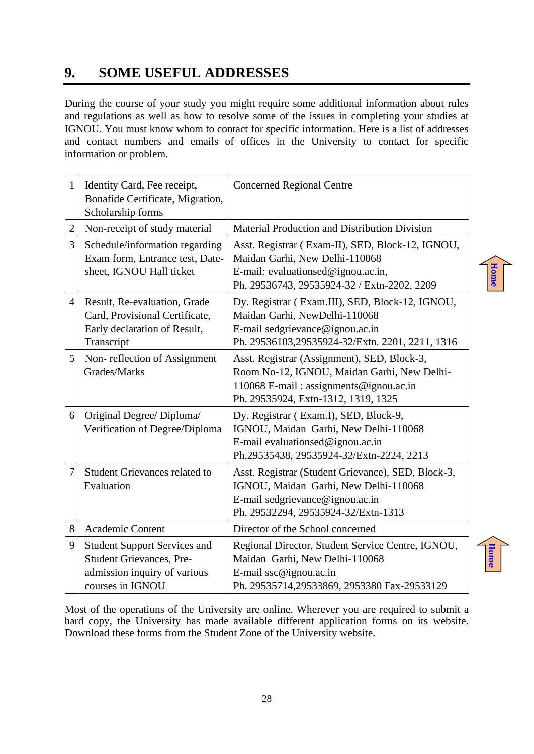## 9. SOME USEFUL ADDRESSES

During the course of your study you might require some additional information about rules and regulations as well as how to resolve some of the issues in completing your studies at IGNOU. You must know whom to contact for specific information. Here is a list of addresses and contact numbers and emails of offices in the University to contact for specific information or problem.

| | | |
|---|---|---|
| 1 | Identity Card, Fee receipt, Bonafide Certificate, Migration, Scholarship forms | Concerned Regional Centre |
| 2 | Non-receipt of study material | Material Production and Distribution Division |
| 3 | Schedule/information regarding Exam form, Entrance test, Date-sheet, IGNOU Hall ticket | Asst. Registrar ( Exam-II), SED, Block-12, IGNOU, Maidan Garhi, New Delhi-110068<br>E-mail: evaluationsed@ignou.ac.in,<br>Ph. 29536743, 29535924-32 / Extn-2202, 2209 |
| 4 | Result, Re-evaluation, Grade Card, Provisional Certificate, Early declaration of Result, Transcript | Dy. Registrar ( Exam.III), SED, Block-12, IGNOU, Maidan Garhi, NewDelhi-110068<br>E-mail sedgrievance@ignou.ac.in<br>Ph. 29536103,29535924-32/Extn. 2201, 2211, 1316 |
| 5 | Non- reflection of Assignment Grades/Marks | Asst. Registrar (Assignment), SED, Block-3, Room No-12, IGNOU, Maidan Garhi, New Delhi-110068 E-mail : assignments@ignou.ac.in<br>Ph. 29535924, Extn-1312, 1319, 1325 |
| 6 | Original Degree/ Diploma/ Verification of Degree/Diploma | Dy. Registrar ( Exam.I), SED, Block-9, IGNOU, Maidan Garhi, New Delhi-110068<br>E-mail evaluationsed@ignou.ac.in<br>Ph.29535438, 29535924-32/Extn-2224, 2213 |
| 7 | Student Grievances related to Evaluation | Asst. Registrar (Student Grievance), SED, Block-3, IGNOU, Maidan Garhi, New Delhi-110068<br>E-mail sedgrievance@ignou.ac.in<br>Ph. 29532294, 29535924-32/Extn-1313 |
| 8 | Academic Content | Director of the School concerned |
| 9 | Student Support Services and Student Grievances, Pre-admission inquiry of various courses in IGNOU | Regional Director, Student Service Centre, IGNOU, Maidan Garhi, New Delhi-110068<br>E-mail ssc@ignou.ac.in<br>Ph. 29535714,29533869, 2953380 Fax-29533129 |

Most of the operations of the University are online. Wherever you are required to submit a hard copy, the University has made available different application forms on its website. Download these forms from the Student Zone of the University website.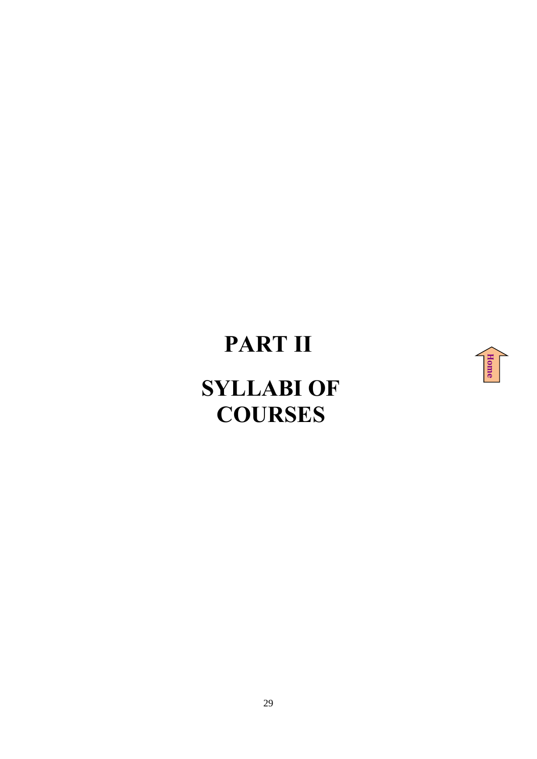# PART II

# SYLLABI OF COURSES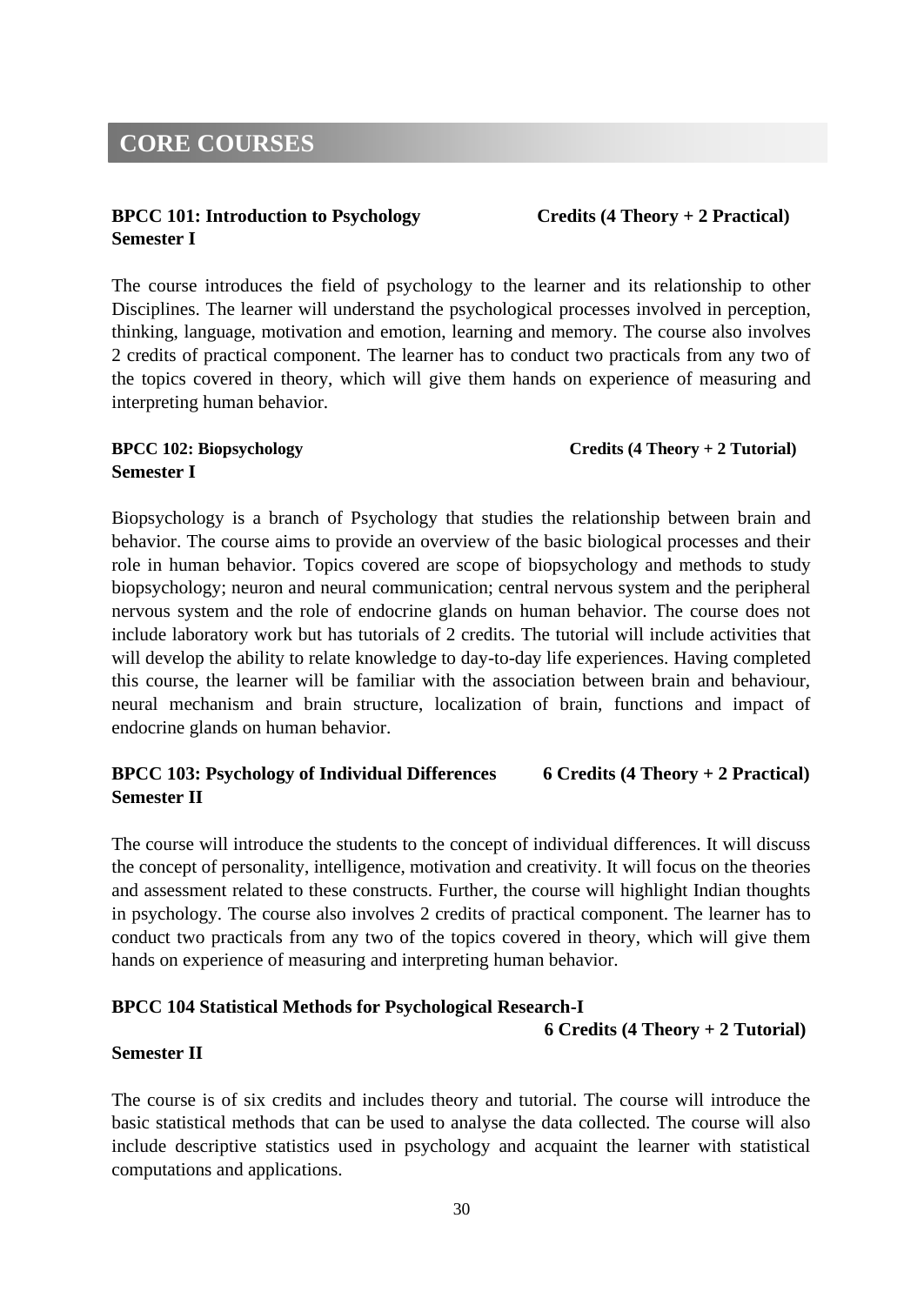# CORE COURSES

**BPCC 101: Introduction to Psychology** **Credits (4 Theory + 2 Practical)**
**Semester I**

The course introduces the field of psychology to the learner and its relationship to other Disciplines. The learner will understand the psychological processes involved in perception, thinking, language, motivation and emotion, learning and memory. The course also involves 2 credits of practical component. The learner has to conduct two practicals from any two of the topics covered in theory, which will give them hands on experience of measuring and interpreting human behavior.

**BPCC 102: Biopsychology** **Credits (4 Theory + 2 Tutorial)**
**Semester I**

Biopsychology is a branch of Psychology that studies the relationship between brain and behavior. The course aims to provide an overview of the basic biological processes and their role in human behavior. Topics covered are scope of biopsychology and methods to study biopsychology; neuron and neural communication; central nervous system and the peripheral nervous system and the role of endocrine glands on human behavior. The course does not include laboratory work but has tutorials of 2 credits. The tutorial will include activities that will develop the ability to relate knowledge to day-to-day life experiences. Having completed this course, the learner will be familiar with the association between brain and behaviour, neural mechanism and brain structure, localization of brain, functions and impact of endocrine glands on human behavior.

**BPCC 103: Psychology of Individual Differences** **6 Credits (4 Theory + 2 Practical)**
**Semester II**

The course will introduce the students to the concept of individual differences. It will discuss the concept of personality, intelligence, motivation and creativity. It will focus on the theories and assessment related to these constructs. Further, the course will highlight Indian thoughts in psychology. The course also involves 2 credits of practical component. The learner has to conduct two practicals from any two of the topics covered in theory, which will give them hands on experience of measuring and interpreting human behavior.

**BPCC 104 Statistical Methods for Psychological Research-I**
**6 Credits (4 Theory + 2 Tutorial)**
**Semester II**

The course is of six credits and includes theory and tutorial. The course will introduce the basic statistical methods that can be used to analyse the data collected. The course will also include descriptive statistics used in psychology and acquaint the learner with statistical computations and applications.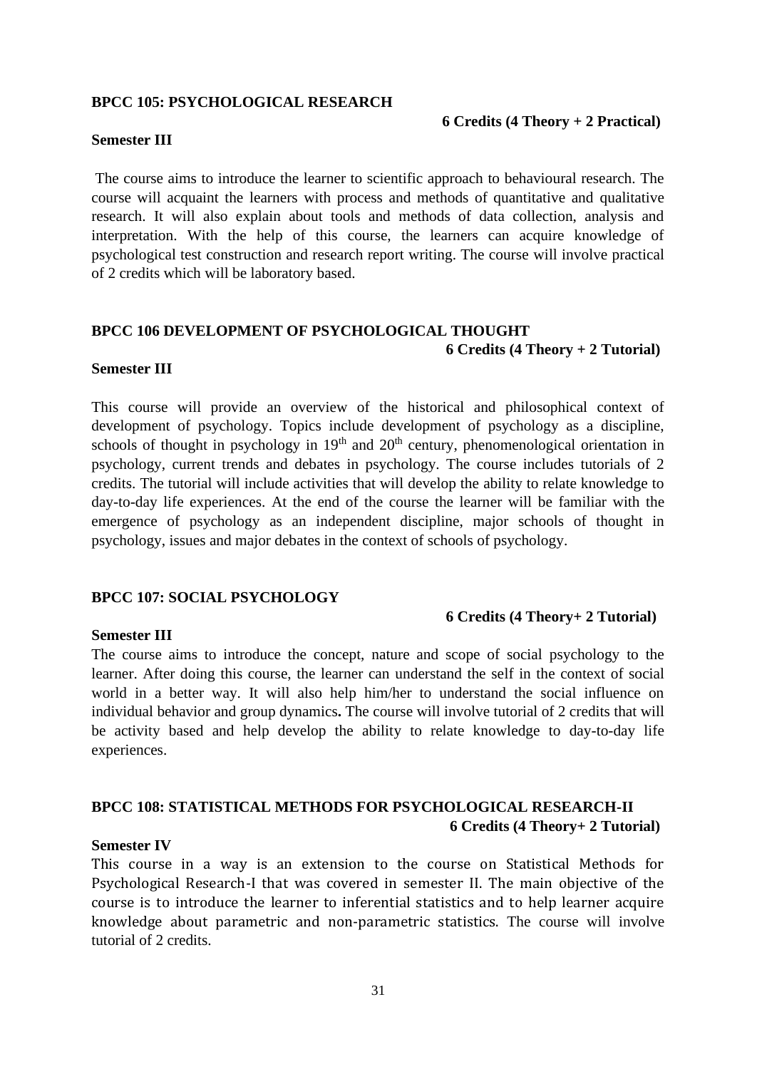**BPCC 105: PSYCHOLOGICAL RESEARCH**

**6 Credits (4 Theory + 2 Practical)**

**Semester III**

The course aims to introduce the learner to scientific approach to behavioural research. The course will acquaint the learners with process and methods of quantitative and qualitative research. It will also explain about tools and methods of data collection, analysis and interpretation. With the help of this course, the learners can acquire knowledge of psychological test construction and research report writing. The course will involve practical of 2 credits which will be laboratory based.

**BPCC 106 DEVELOPMENT OF PSYCHOLOGICAL THOUGHT**

**6 Credits (4 Theory + 2 Tutorial)**

**Semester III**

This course will provide an overview of the historical and philosophical context of development of psychology. Topics include development of psychology as a discipline, schools of thought in psychology in 19th and 20th century, phenomenological orientation in psychology, current trends and debates in psychology. The course includes tutorials of 2 credits. The tutorial will include activities that will develop the ability to relate knowledge to day-to-day life experiences. At the end of the course the learner will be familiar with the emergence of psychology as an independent discipline, major schools of thought in psychology, issues and major debates in the context of schools of psychology.

**BPCC 107: SOCIAL PSYCHOLOGY**

**6 Credits (4 Theory+ 2 Tutorial)**

**Semester III**

The course aims to introduce the concept, nature and scope of social psychology to the learner. After doing this course, the learner can understand the self in the context of social world in a better way. It will also help him/her to understand the social influence on individual behavior and group dynamics**.** The course will involve tutorial of 2 credits that will be activity based and help develop the ability to relate knowledge to day-to-day life experiences.

**BPCC 108: STATISTICAL METHODS FOR PSYCHOLOGICAL RESEARCH-II**

**6 Credits (4 Theory+ 2 Tutorial)**

**Semester IV**

This course in a way is an extension to the course on Statistical Methods for Psychological Research-I that was covered in semester II. The main objective of the course is to introduce the learner to inferential statistics and to help learner acquire knowledge about parametric and non-parametric statistics. The course will involve tutorial of 2 credits.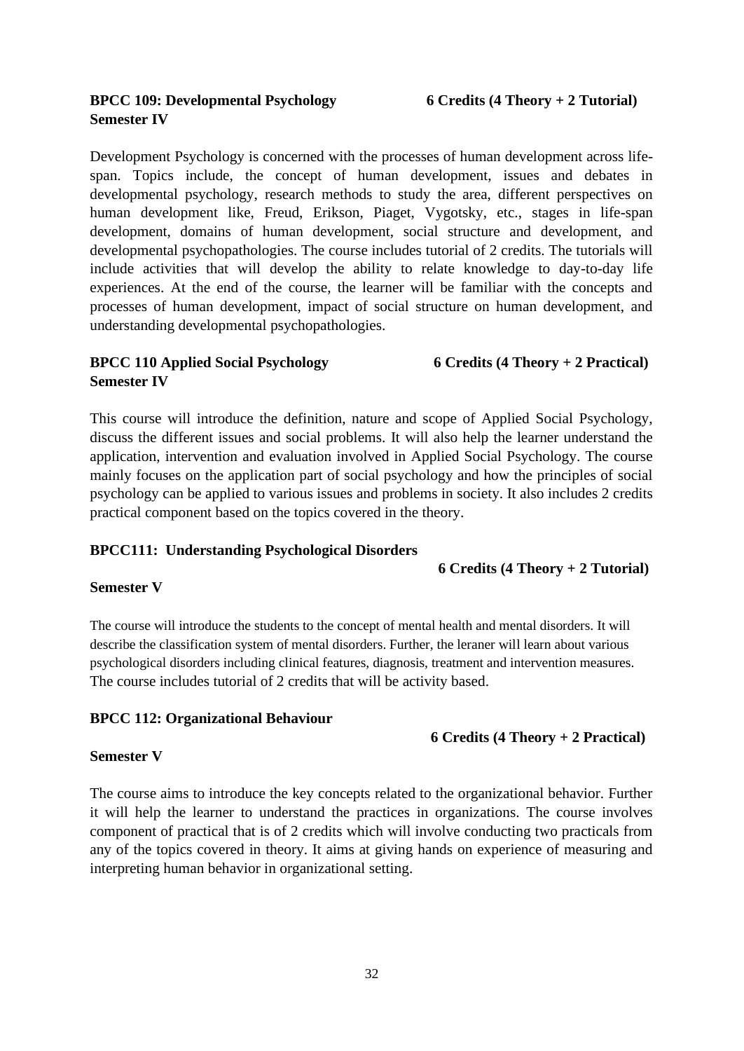**BPCC 109: Developmental Psychology** **6 Credits (4 Theory + 2 Tutorial)**
**Semester IV**

Development Psychology is concerned with the processes of human development across life-span. Topics include, the concept of human development, issues and debates in developmental psychology, research methods to study the area, different perspectives on human development like, Freud, Erikson, Piaget, Vygotsky, etc., stages in life-span development, domains of human development, social structure and development, and developmental psychopathologies. The course includes tutorial of 2 credits. The tutorials will include activities that will develop the ability to relate knowledge to day-to-day life experiences. At the end of the course, the learner will be familiar with the concepts and processes of human development, impact of social structure on human development, and understanding developmental psychopathologies.

**BPCC 110 Applied Social Psychology** **6 Credits (4 Theory + 2 Practical)**
**Semester IV**

This course will introduce the definition, nature and scope of Applied Social Psychology, discuss the different issues and social problems. It will also help the learner understand the application, intervention and evaluation involved in Applied Social Psychology. The course mainly focuses on the application part of social psychology and how the principles of social psychology can be applied to various issues and problems in society. It also includes 2 credits practical component based on the topics covered in the theory.

**BPCC111: Understanding Psychological Disorders**
**6 Credits (4 Theory + 2 Tutorial)**
**Semester V**

The course will introduce the students to the concept of mental health and mental disorders. It will describe the classification system of mental disorders. Further, the leraner will learn about various psychological disorders including clinical features, diagnosis, treatment and intervention measures. The course includes tutorial of 2 credits that will be activity based.

**BPCC 112: Organizational Behaviour**
**6 Credits (4 Theory + 2 Practical)**
**Semester V**

The course aims to introduce the key concepts related to the organizational behavior. Further it will help the learner to understand the practices in organizations. The course involves component of practical that is of 2 credits which will involve conducting two practicals from any of the topics covered in theory. It aims at giving hands on experience of measuring and interpreting human behavior in organizational setting.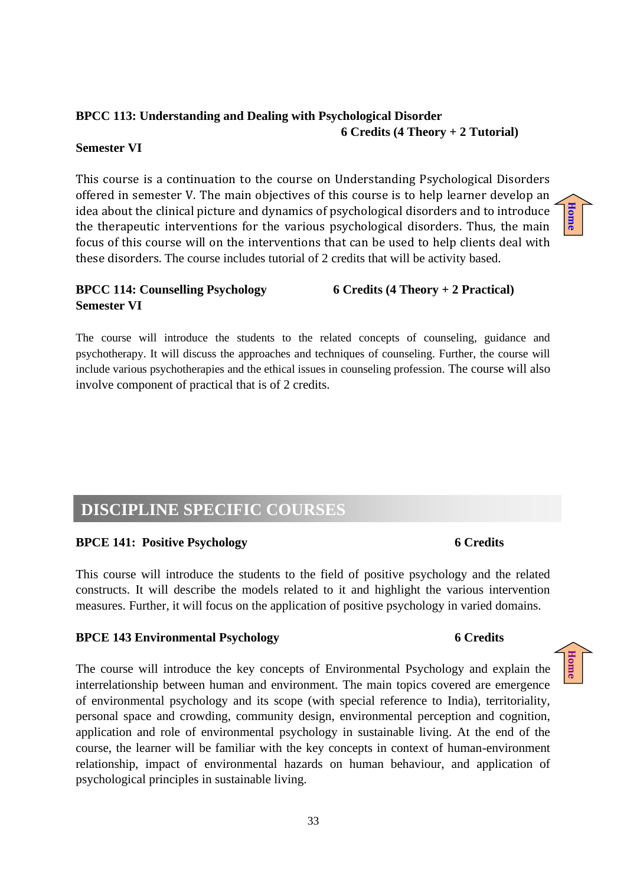**BPCC 113: Understanding and Dealing with Psychological Disorder**
**6 Credits (4 Theory + 2 Tutorial)**

**Semester VI**

This course is a continuation to the course on Understanding Psychological Disorders offered in semester V. The main objectives of this course is to help learner develop an idea about the clinical picture and dynamics of psychological disorders and to introduce the therapeutic interventions for the various psychological disorders. Thus, the main focus of this course will on the interventions that can be used to help clients deal with these disorders. The course includes tutorial of 2 credits that will be activity based.

**BPCC 114: Counselling Psychology** **6 Credits (4 Theory + 2 Practical)**
**Semester VI**

The course will introduce the students to the related concepts of counseling, guidance and psychotherapy. It will discuss the approaches and techniques of counseling. Further, the course will include various psychotherapies and the ethical issues in counseling profession. The course will also involve component of practical that is of 2 credits.

## DISCIPLINE SPECIFIC COURSES

**BPCE 141: Positive Psychology** **6 Credits**

This course will introduce the students to the field of positive psychology and the related constructs. It will describe the models related to it and highlight the various intervention measures. Further, it will focus on the application of positive psychology in varied domains.

**BPCE 143 Environmental Psychology** **6 Credits**

The course will introduce the key concepts of Environmental Psychology and explain the interrelationship between human and environment. The main topics covered are emergence of environmental psychology and its scope (with special reference to India), territoriality, personal space and crowding, community design, environmental perception and cognition, application and role of environmental psychology in sustainable living. At the end of the course, the learner will be familiar with the key concepts in context of human-environment relationship, impact of environmental hazards on human behaviour, and application of psychological principles in sustainable living.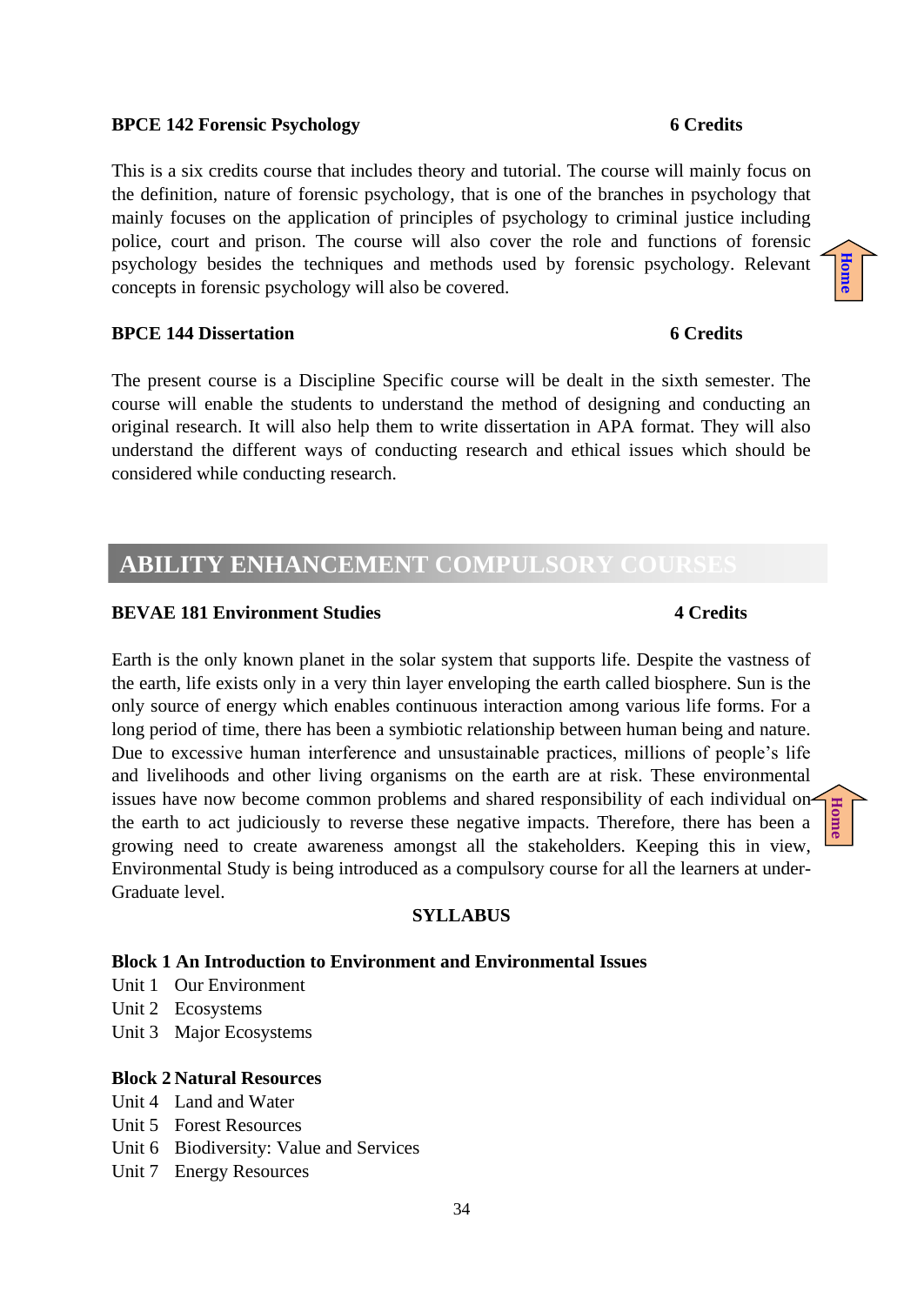**BPCE 142 Forensic Psychology** **6 Credits**

This is a six credits course that includes theory and tutorial. The course will mainly focus on the definition, nature of forensic psychology, that is one of the branches in psychology that mainly focuses on the application of principles of psychology to criminal justice including police, court and prison. The course will also cover the role and functions of forensic psychology besides the techniques and methods used by forensic psychology. Relevant concepts in forensic psychology will also be covered.

**BPCE 144 Dissertation** **6 Credits**

The present course is a Discipline Specific course will be dealt in the sixth semester. The course will enable the students to understand the method of designing and conducting an original research. It will also help them to write dissertation in APA format. They will also understand the different ways of conducting research and ethical issues which should be considered while conducting research.

## ABILITY ENHANCEMENT COMPULSORY COURSES

**BEVAE 181 Environment Studies** **4 Credits**

Earth is the only known planet in the solar system that supports life. Despite the vastness of the earth, life exists only in a very thin layer enveloping the earth called biosphere. Sun is the only source of energy which enables continuous interaction among various life forms. For a long period of time, there has been a symbiotic relationship between human being and nature. Due to excessive human interference and unsustainable practices, millions of people's life and livelihoods and other living organisms on the earth are at risk. These environmental issues have now become common problems and shared responsibility of each individual on the earth to act judiciously to reverse these negative impacts. Therefore, there has been a growing need to create awareness amongst all the stakeholders. Keeping this in view, Environmental Study is being introduced as a compulsory course for all the learners at under-Graduate level.

**SYLLABUS**

**Block 1 An Introduction to Environment and Environmental Issues**

Unit 1 Our Environment
Unit 2 Ecosystems
Unit 3 Major Ecosystems

**Block 2 Natural Resources**

Unit 4 Land and Water
Unit 5 Forest Resources
Unit 6 Biodiversity: Value and Services
Unit 7 Energy Resources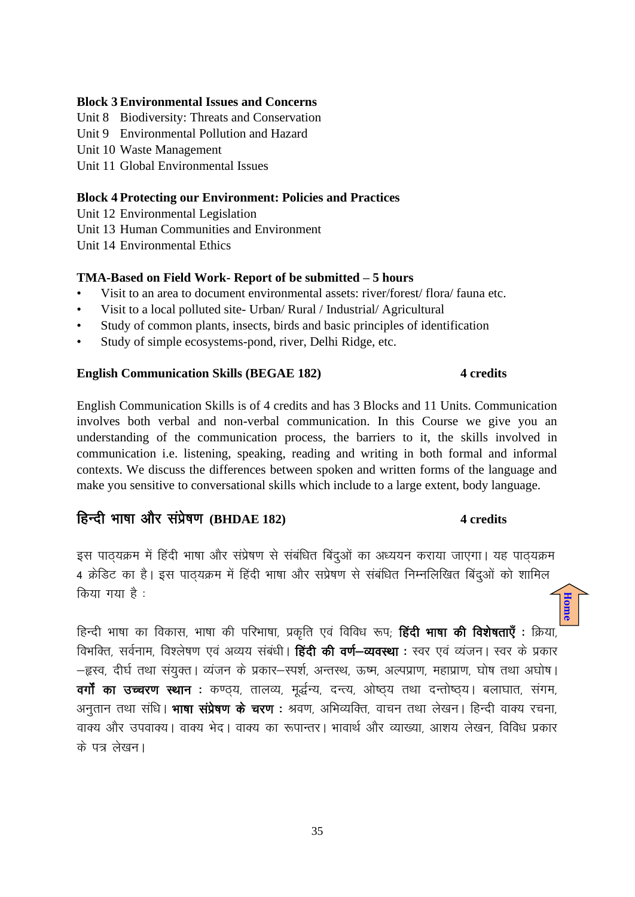**Block 3 Environmental Issues and Concerns**

Unit 8 Biodiversity: Threats and Conservation
Unit 9 Environmental Pollution and Hazard
Unit 10 Waste Management
Unit 11 Global Environmental Issues

**Block 4 Protecting our Environment: Policies and Practices**

Unit 12 Environmental Legislation
Unit 13 Human Communities and Environment
Unit 14 Environmental Ethics

**TMA-Based on Field Work- Report of be submitted – 5 hours**

- Visit to an area to document environmental assets: river/forest/ flora/ fauna etc.
- Visit to a local polluted site- Urban/ Rural / Industrial/ Agricultural
- Study of common plants, insects, birds and basic principles of identification
- Study of simple ecosystems-pond, river, Delhi Ridge, etc.

**English Communication Skills (BEGAE 182) 4 credits**

English Communication Skills is of 4 credits and has 3 Blocks and 11 Units. Communication involves both verbal and non-verbal communication. In this Course we give you an understanding of the communication process, the barriers to it, the skills involved in communication i.e. listening, speaking, reading and writing in both formal and informal contexts. We discuss the differences between spoken and written forms of the language and make you sensitive to conversational skills which include to a large extent, body language.

## हिन्दी भाषा और संप्रेषण (BHDAE 182) 4 credits

इस पाठ्यक्रम में हिंदी भाषा और संप्रेषण से संबंधित बिंदुओं का अध्ययन कराया जाएगा। यह पाठ्यक्रम 4 क्रेडिट का है। इस पाठ्यक्रम में हिंदी भाषा और सप्रेषण से संबंधित निम्नलिखित बिंदुओं को शामिल किया गया है :

हिन्दी भाषा का विकास, भाषा की परिभाषा, प्रकृति एवं विविध रूप; **हिंदी भाषा की विशेषताएँ :** क्रिया, विभक्ति, सर्वनाम, विश्लेषण एवं अव्यय संबंधी। **हिंदी की वर्ण–व्यवस्था :** स्वर एवं व्यंजन। स्वर के प्रकार –ह्रस्व, दीर्घ तथा संयुक्त। व्यंजन के प्रकार–स्पर्श, अन्तस्थ, ऊष्म, अल्पप्राण, महाप्राण, घोष तथा अघोष। **वर्गों का उच्चरण स्थान :** कण्ठ्य, तालव्य, मूर्द्धन्य, दन्त्य, ओष्ठ्य तथा दन्तोष्ठ्य। बलाघात, संगम, अनुतान तथा संधि। **भाषा संप्रेषण के चरण :** श्रवण, अभिव्यक्ति, वाचन तथा लेखन। हिन्दी वाक्य रचना, वाक्य और उपवाक्य। वाक्य भेद। वाक्य का रूपान्तर। भावार्थ और व्याख्या, आशय लेखन, विविध प्रकार के पत्र लेखन।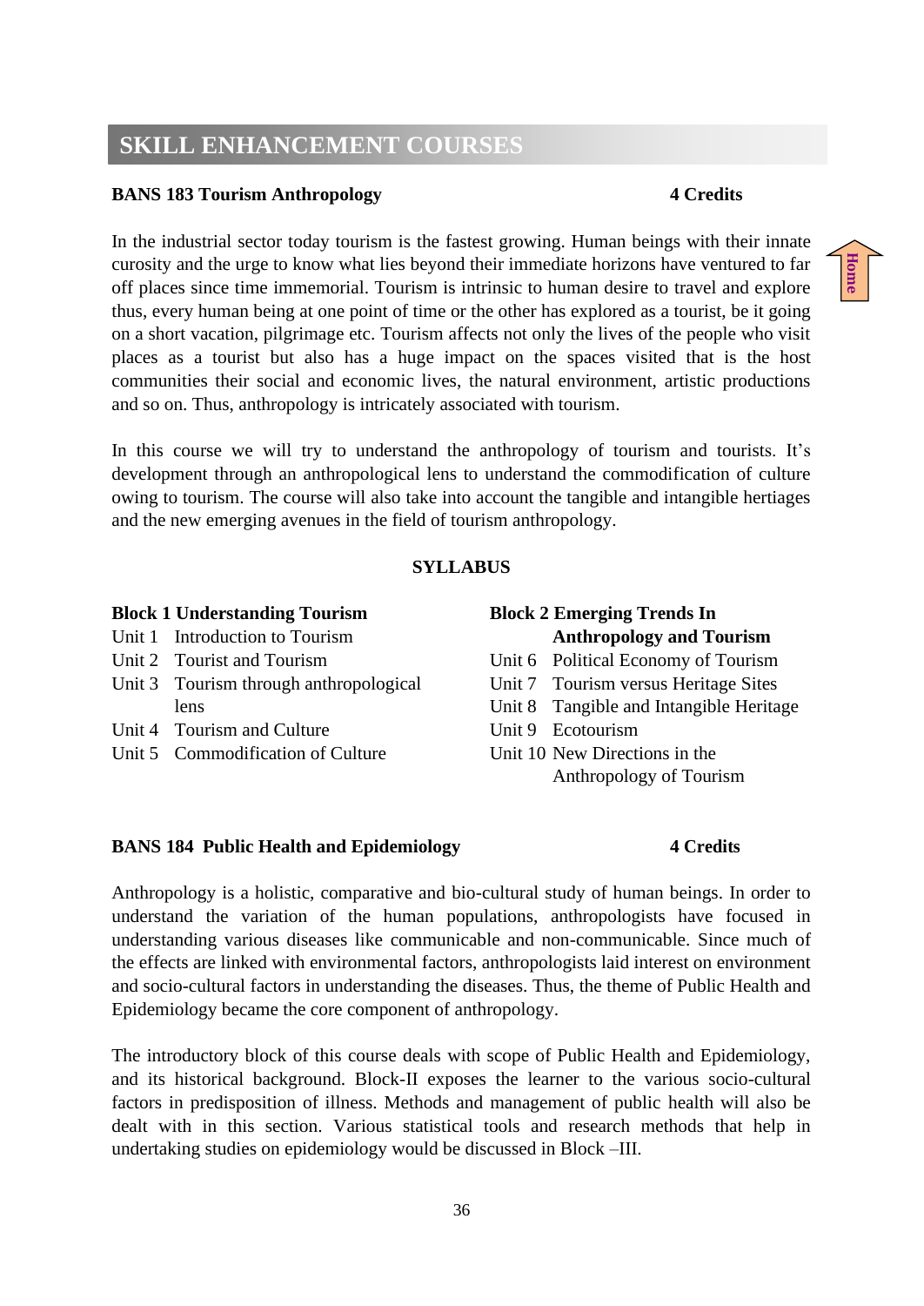# SKILL ENHANCEMENT COURSES

**BANS 183 Tourism Anthropology** **4 Credits**

In the industrial sector today tourism is the fastest growing. Human beings with their innate curosity and the urge to know what lies beyond their immediate horizons have ventured to far off places since time immemorial. Tourism is intrinsic to human desire to travel and explore thus, every human being at one point of time or the other has explored as a tourist, be it going on a short vacation, pilgrimage etc. Tourism affects not only the lives of the people who visit places as a tourist but also has a huge impact on the spaces visited that is the host communities their social and economic lives, the natural environment, artistic productions and so on. Thus, anthropology is intricately associated with tourism.

In this course we will try to understand the anthropology of tourism and tourists. It's development through an anthropological lens to understand the commodification of culture owing to tourism. The course will also take into account the tangible and intangible hertiages and the new emerging avenues in the field of tourism anthropology.

**SYLLABUS**

**Block 1 Understanding Tourism**

Unit 1 Introduction to Tourism
Unit 2 Tourist and Tourism
Unit 3 Tourism through anthropological lens
Unit 4 Tourism and Culture
Unit 5 Commodification of Culture

**Block 2 Emerging Trends In Anthropology and Tourism**

Unit 6 Political Economy of Tourism
Unit 7 Tourism versus Heritage Sites
Unit 8 Tangible and Intangible Heritage
Unit 9 Ecotourism
Unit 10 New Directions in the Anthropology of Tourism

**BANS 184 Public Health and Epidemiology** **4 Credits**

Anthropology is a holistic, comparative and bio-cultural study of human beings. In order to understand the variation of the human populations, anthropologists have focused in understanding various diseases like communicable and non-communicable. Since much of the effects are linked with environmental factors, anthropologists laid interest on environment and socio-cultural factors in understanding the diseases. Thus, the theme of Public Health and Epidemiology became the core component of anthropology.

The introductory block of this course deals with scope of Public Health and Epidemiology, and its historical background. Block-II exposes the learner to the various socio-cultural factors in predisposition of illness. Methods and management of public health will also be dealt with in this section. Various statistical tools and research methods that help in undertaking studies on epidemiology would be discussed in Block –III.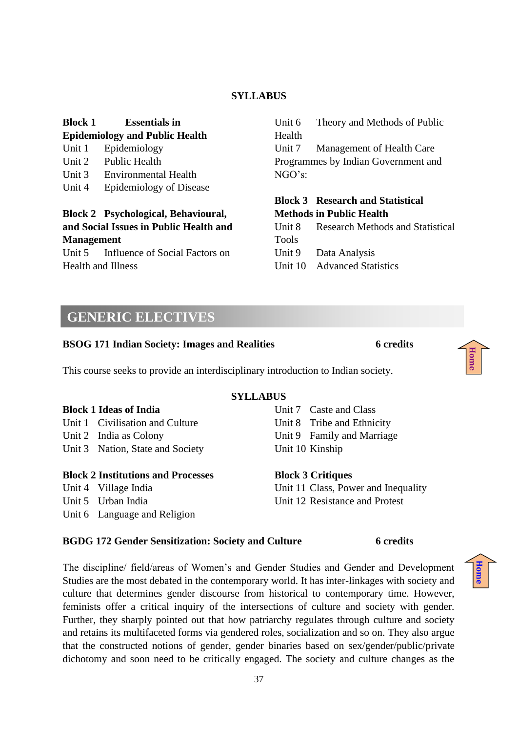**SYLLABUS**

**Block 1 Essentials in Epidemiology and Public Health**

Unit 1 Epidemiology
Unit 2 Public Health
Unit 3 Environmental Health
Unit 4 Epidemiology of Disease

**Block 2 Psychological, Behavioural, and Social Issues in Public Health and Management**

Unit 5 Influence of Social Factors on Health and Illness
Unit 6 Theory and Methods of Public Health
Unit 7 Management of Health Care Programmes by Indian Government and NGO's:

**Block 3 Research and Statistical Methods in Public Health**

Unit 8 Research Methods and Statistical Tools
Unit 9 Data Analysis
Unit 10 Advanced Statistics

## GENERIC ELECTIVES

**BSOG 171 Indian Society: Images and Realities** **6 credits**

This course seeks to provide an interdisciplinary introduction to Indian society.

**SYLLABUS**

**Block 1 Ideas of India**

Unit 1 Civilisation and Culture
Unit 2 India as Colony
Unit 3 Nation, State and Society

**Block 2 Institutions and Processes**

Unit 4 Village India
Unit 5 Urban India
Unit 6 Language and Religion
Unit 7 Caste and Class
Unit 8 Tribe and Ethnicity
Unit 9 Family and Marriage
Unit 10 Kinship

**Block 3 Critiques**

Unit 11 Class, Power and Inequality
Unit 12 Resistance and Protest

**BGDG 172 Gender Sensitization: Society and Culture** **6 credits**

The discipline/ field/areas of Women's and Gender Studies and Gender and Development Studies are the most debated in the contemporary world. It has inter-linkages with society and culture that determines gender discourse from historical to contemporary time. However, feminists offer a critical inquiry of the intersections of culture and society with gender. Further, they sharply pointed out that how patriarchy regulates through culture and society and retains its multifaceted forms via gendered roles, socialization and so on. They also argue that the constructed notions of gender, gender binaries based on sex/gender/public/private dichotomy and soon need to be critically engaged. The society and culture changes as the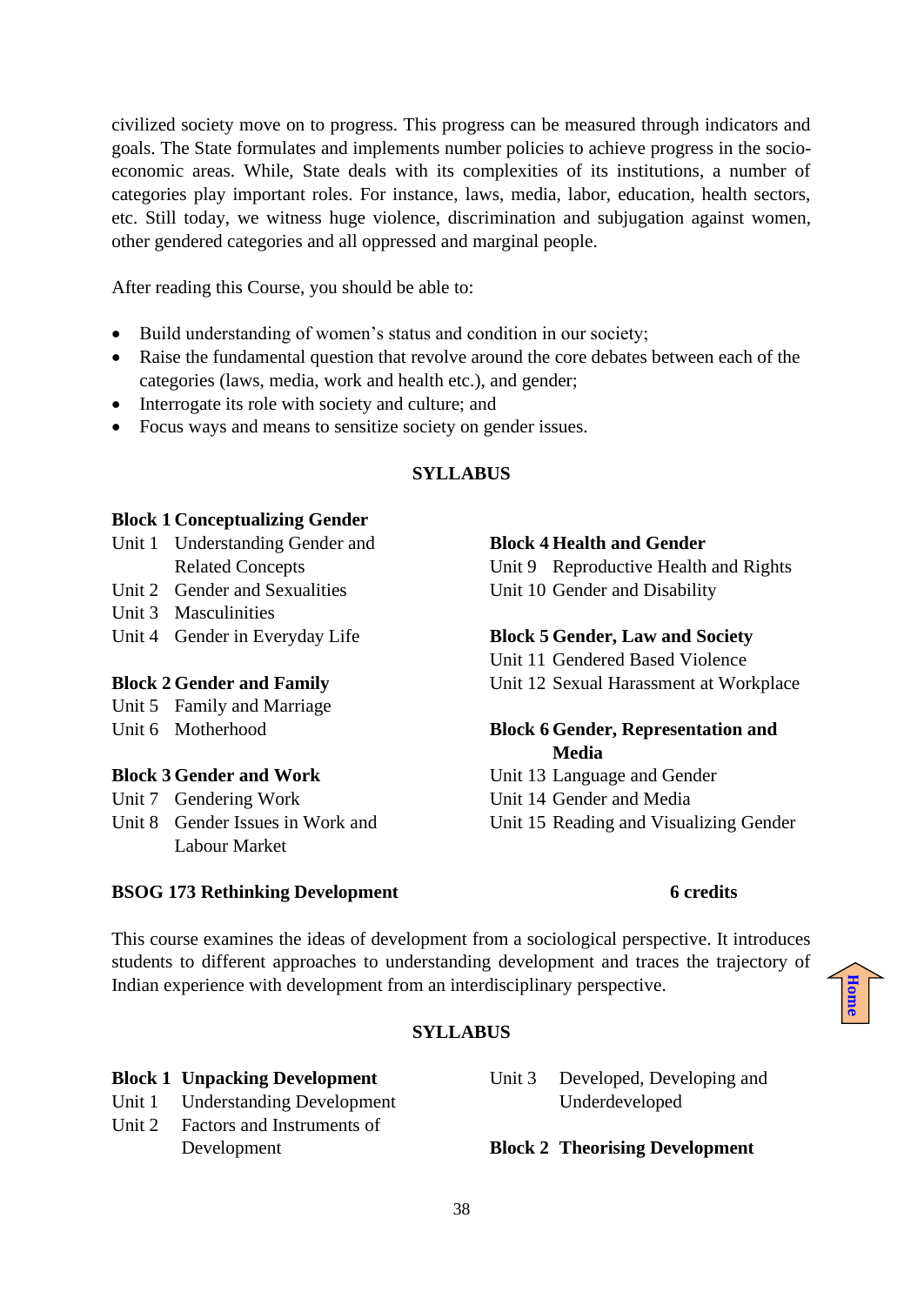civilized society move on to progress. This progress can be measured through indicators and goals. The State formulates and implements number policies to achieve progress in the socio-economic areas. While, State deals with its complexities of its institutions, a number of categories play important roles. For instance, laws, media, labor, education, health sectors, etc. Still today, we witness huge violence, discrimination and subjugation against women, other gendered categories and all oppressed and marginal people.

After reading this Course, you should be able to:

- Build understanding of women's status and condition in our society;
- Raise the fundamental question that revolve around the core debates between each of the categories (laws, media, work and health etc.), and gender;
- Interrogate its role with society and culture; and
- Focus ways and means to sensitize society on gender issues.

**SYLLABUS**

**Block 1 Conceptualizing Gender**

Unit 1 Understanding Gender and Related Concepts
Unit 2 Gender and Sexualities
Unit 3 Masculinities
Unit 4 Gender in Everyday Life

**Block 2 Gender and Family**

Unit 5 Family and Marriage
Unit 6 Motherhood

**Block 3 Gender and Work**

Unit 7 Gendering Work
Unit 8 Gender Issues in Work and Labour Market

**Block 4 Health and Gender**

Unit 9 Reproductive Health and Rights
Unit 10 Gender and Disability

**Block 5 Gender, Law and Society**

Unit 11 Gendered Based Violence
Unit 12 Sexual Harassment at Workplace

**Block 6 Gender, Representation and Media**

Unit 13 Language and Gender
Unit 14 Gender and Media
Unit 15 Reading and Visualizing Gender

**BSOG 173 Rethinking Development** **6 credits**

This course examines the ideas of development from a sociological perspective. It introduces students to different approaches to understanding development and traces the trajectory of Indian experience with development from an interdisciplinary perspective.

**SYLLABUS**

**Block 1 Unpacking Development**

Unit 1 Understanding Development
Unit 2 Factors and Instruments of Development
Unit 3 Developed, Developing and Underdeveloped

**Block 2 Theorising Development**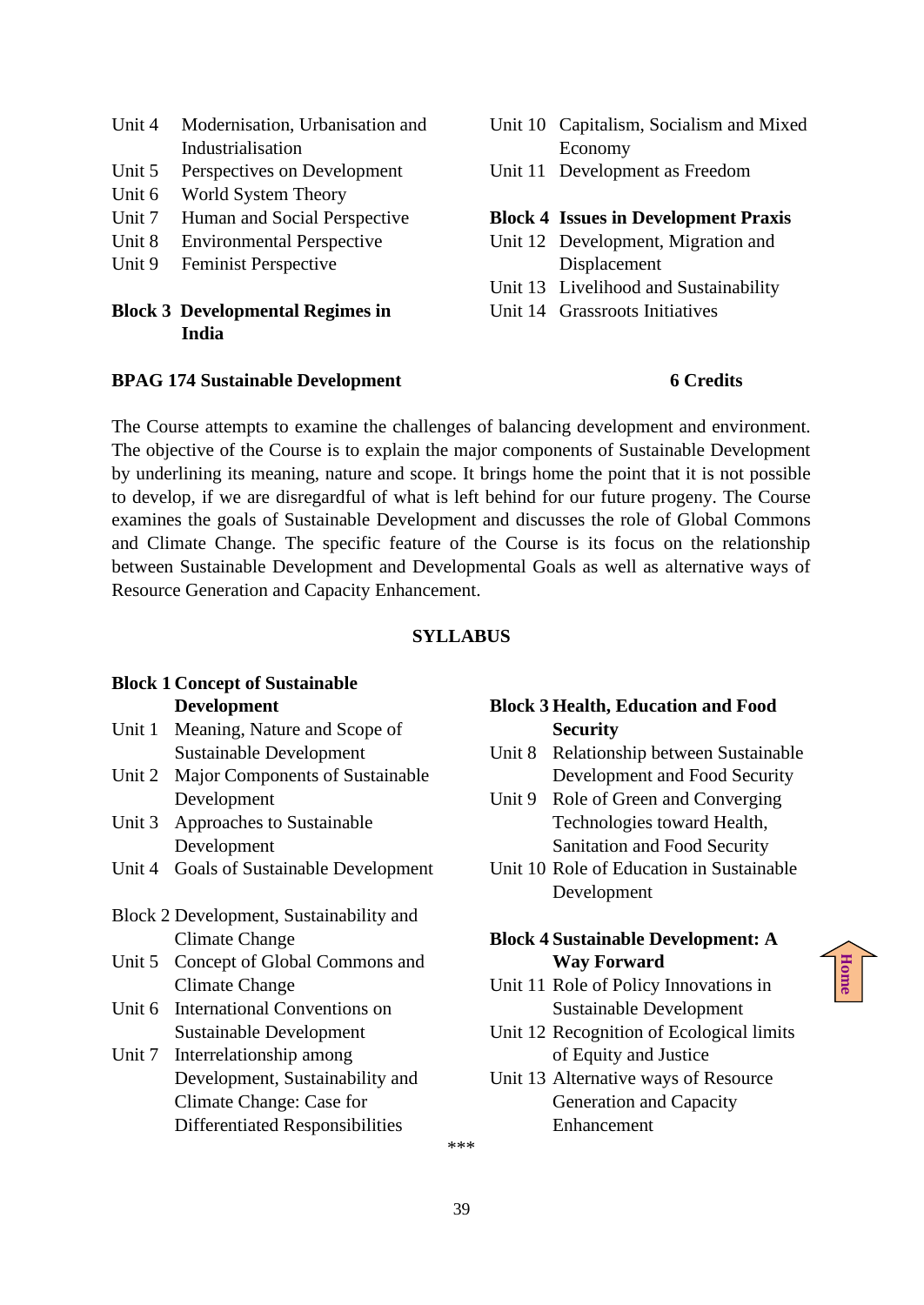Unit 4 Modernisation, Urbanisation and Industrialisation
Unit 5 Perspectives on Development
Unit 6 World System Theory
Unit 7 Human and Social Perspective
Unit 8 Environmental Perspective
Unit 9 Feminist Perspective

**Block 3 Developmental Regimes in India**

Unit 10 Capitalism, Socialism and Mixed Economy
Unit 11 Development as Freedom

**Block 4 Issues in Development Praxis**

Unit 12 Development, Migration and Displacement
Unit 13 Livelihood and Sustainability
Unit 14 Grassroots Initiatives

**BPAG 174 Sustainable Development** **6 Credits**

The Course attempts to examine the challenges of balancing development and environment. The objective of the Course is to explain the major components of Sustainable Development by underlining its meaning, nature and scope. It brings home the point that it is not possible to develop, if we are disregardful of what is left behind for our future progeny. The Course examines the goals of Sustainable Development and discusses the role of Global Commons and Climate Change. The specific feature of the Course is its focus on the relationship between Sustainable Development and Developmental Goals as well as alternative ways of Resource Generation and Capacity Enhancement.

**SYLLABUS**

**Block 1 Concept of Sustainable Development**

Unit 1 Meaning, Nature and Scope of Sustainable Development
Unit 2 Major Components of Sustainable Development
Unit 3 Approaches to Sustainable Development
Unit 4 Goals of Sustainable Development

Block 2 Development, Sustainability and Climate Change

Unit 5 Concept of Global Commons and Climate Change
Unit 6 International Conventions on Sustainable Development
Unit 7 Interrelationship among Development, Sustainability and Climate Change: Case for Differentiated Responsibilities

**Block 3 Health, Education and Food Security**

Unit 8 Relationship between Sustainable Development and Food Security
Unit 9 Role of Green and Converging Technologies toward Health, Sanitation and Food Security
Unit 10 Role of Education in Sustainable Development

**Block 4 Sustainable Development: A Way Forward**

Unit 11 Role of Policy Innovations in Sustainable Development
Unit 12 Recognition of Ecological limits of Equity and Justice
Unit 13 Alternative ways of Resource Generation and Capacity Enhancement

***